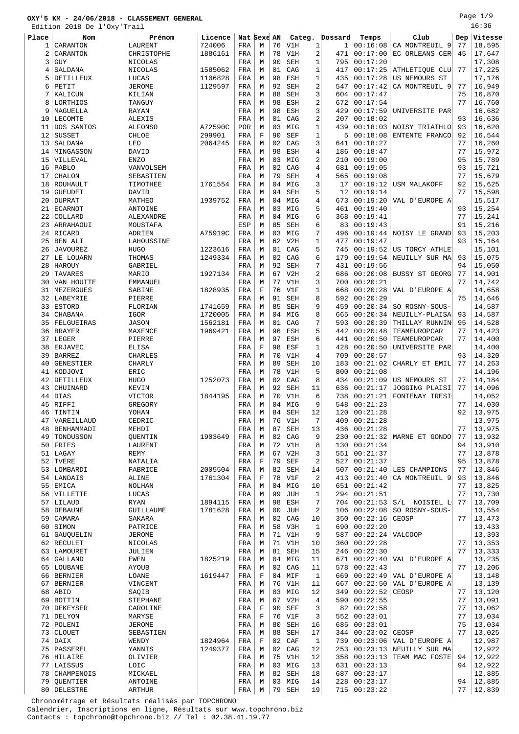**OXY'5 KM - 24/06/2018 - CLASSEMENT GENERAL**

Edition 2018 De l'Oxy'Trail

16:36

| Place | Nom | Prénom | Licence | Nat | Sexe | AN | Categ. | | Dossard | Temps | Club | Dep | Vitesse |
|---|---|---|---|---|---|---|---|---|---|---|---|---|---|
| 1 | CARANTON | LAURENT | 724006 | FRA | M | 76 | V1H | 1 | 1 | 00:16:08 | CA MONTREUIL 9 | 77 | 18,595 |
| 2 | CARANTON | CHRISTOPHE | 1886161 | FRA | M | 78 | V1H | 2 | 471 | 00:17:00 | EC ORLEANS CER | 45 | 17,647 |
| 3 | GUY | NICOLAS | | FRA | M | 90 | SEH | 1 | 795 | 00:17:20 | | | 17,308 |
| 4 | SALDANA | NICOLAS | 1585062 | FRA | M | 01 | CAG | 1 | 417 | 00:17:25 | ATHLETIQUE CLU | 77 | 17,225 |
| 5 | DETILLEUX | LUCAS | 1106828 | FRA | M | 98 | ESH | 1 | 435 | 00:17:28 | US NEMOURS ST | | 17,176 |
| 6 | PETIT | JEROME | 1129597 | FRA | M | 92 | SEH | 2 | 547 | 00:17:42 | CA MONTREUIL 9 | 77 | 16,949 |
| 7 | KALICUN | KILIAN | | FRA | M | 88 | SEH | 3 | 604 | 00:17:47 | | 75 | 16,870 |
| 8 | LORTHIOS | TANGUY | | FRA | M | 98 | ESH | 2 | 672 | 00:17:54 | | 77 | 16,760 |
| 9 | MAGUELLA | RAYAN | | FRA | M | 98 | ESH | 3 | 429 | 00:17:59 | UNIVERSITE PAR | | 16,682 |
| 10 | LECOMTE | ALEXIS | | FRA | M | 01 | CAG | 2 | 207 | 00:18:02 | | 93 | 16,636 |
| 11 | DOS SANTOS | ALFONSO | A72590C | POR | M | 03 | MIG | 1 | 439 | 00:18:03 | NOISY TRIATHLO | 93 | 16,620 |
| 12 | SUSSET | CHLOE | 299901 | FRA | F | 90 | SEF | 1 | 5 | 00:18:08 | ENTENTE FRANCO | 92 | 16,544 |
| 13 | SALDANA | LEO | 2064245 | FRA | M | 02 | CAG | 3 | 641 | 00:18:27 | | 77 | 16,260 |
| 14 | MINGASSON | DAVID | | FRA | M | 98 | ESH | 4 | 186 | 00:18:47 | | 77 | 15,972 |
| 15 | VILLEVAL | ENZO | | FRA | M | 03 | MIG | 2 | 210 | 00:19:00 | | 95 | 15,789 |
| 16 | PABLO | VANVOLSEM | | FRA | M | 02 | CAG | 4 | 681 | 00:19:05 | | 93 | 15,721 |
| 17 | CHALON | SEBASTIEN | | FRA | M | 79 | SEH | 4 | 565 | 00:19:08 | | 77 | 15,679 |
| 18 | ROUHAULT | TIMOTHEE | 1761554 | FRA | M | 04 | MIG | 3 | 17 | 00:19:12 | USM MALAKOFF | 92 | 15,625 |
| 19 | GUEUDET | DAVID | | FRA | M | 94 | SEH | 5 | 12 | 00:19:14 | | 77 | 15,598 |
| 20 | DUPRAT | MATHEO | 1939752 | FRA | M | 04 | MIG | 4 | 673 | 00:19:20 | VAL D'EUROPE A | | 15,517 |
| 21 | ECARNOT | ANTOINE | | FRA | M | 03 | MIG | 5 | 461 | 00:19:40 | | 93 | 15,254 |
| 22 | COLLARD | ALEXANDRE | | FRA | M | 04 | MIG | 6 | 368 | 00:19:41 | | 77 | 15,241 |
| 23 | ARRAHAOUI | MOUSTAFA | | ESP | M | 85 | SEH | 6 | 83 | 00:19:43 | | 91 | 15,216 |
| 24 | RICARD | ADRIEN | A75919C | FRA | M | 03 | MIG | 7 | 496 | 00:19:44 | NOISY LE GRAND | 93 | 15,203 |
| 25 | BEN ALI | LAHOUSSINE | | FRA | M | 62 | V2H | 1 | 477 | 00:19:47 | | 93 | 15,164 |
| 26 | JAVOUREZ | HUGO | 1223616 | FRA | M | 01 | CAG | 5 | 745 | 00:19:52 | US TORCY ATHLE | | 15,101 |
| 27 | LE LOUARN | THOMAS | 1249334 | FRA | M | 02 | CAG | 6 | 179 | 00:19:54 | NEUILLY SUR MA | 93 | 15,075 |
| 28 | HAROUY | GABRIEL | | FRA | M | 92 | SEH | 7 | 431 | 00:19:56 | | 94 | 15,050 |
| 29 | TAVARES | MARIO | 1927134 | FRA | M | 67 | V2H | 2 | 686 | 00:20:08 | BUSSY ST GEORG | 77 | 14,901 |
| 30 | VAN HOUTTE | EMMANUEL | | FRA | M | 77 | V1H | 3 | 700 | 00:20:21 | | 77 | 14,742 |
| 31 | MEZERGUES | SABINE | 1828935 | FRA | F | 76 | V1F | 1 | 668 | 00:20:28 | VAL D'EUROPE A | | 14,658 |
| 32 | LABEYRIE | PIERRE | | FRA | M | 91 | SEH | 8 | 592 | 00:20:29 | | 75 | 14,646 |
| 33 | ESTORD | FLORIAN | 1741659 | FRA | M | 85 | SEH | 9 | 459 | 00:20:34 | SO ROSNY-SOUS- | | 14,587 |
| 34 | CHABANA | IGOR | 1720005 | FRA | M | 04 | MIG | 8 | 665 | 00:20:34 | NEUILLY-PLAISA | 93 | 14,587 |
| 35 | FELGUEIRAS | JASON | 1562181 | FRA | M | 01 | CAG | 7 | 593 | 00:20:39 | THILLAY RUNNIN | 95 | 14,528 |
| 36 | BRAYER | MAXENCE | 1969421 | FRA | M | 96 | ESH | 5 | 442 | 00:20:48 | TEAMEUROPCAR | 77 | 14,423 |
| 37 | LEGER | PIERRE | | FRA | M | 97 | ESH | 6 | 441 | 00:20:50 | TEAMEUROPCAR | 77 | 14,400 |
| 38 | ERJAVEC | ELISA | | FRA | F | 98 | ESF | 1 | 428 | 00:20:50 | UNIVERSITE PAR | | 14,400 |
| 39 | BARREZ | CHARLES | | FRA | M | 70 | V1H | 4 | 709 | 00:20:57 | | 93 | 14,320 |
| 40 | GENESTIER | CHARLY | | FRA | M | 89 | SEH | 10 | 183 | 00:21:02 | CHARLY ET EMIL | 77 | 14,263 |
| 41 | KODJOVI | ERIC | | FRA | M | 78 | V1H | 5 | 800 | 00:21:08 | | | 14,196 |
| 42 | DETILLEUX | HUGO | 1252073 | FRA | M | 02 | CAG | 8 | 434 | 00:21:09 | US NEMOURS ST | 77 | 14,184 |
| 43 | CHUINARD | KEVIN | | FRA | M | 92 | SEH | 11 | 636 | 00:21:17 | JOGGING PLAISI | 77 | 14,096 |
| 44 | DIAS | VICTOR | 1844195 | FRA | M | 70 | V1H | 6 | 738 | 00:21:21 | FONTENAY TRESI | | 14,052 |
| 45 | RIFFI | GREGORY | | FRA | M | 04 | MIG | 9 | 548 | 00:21:23 | | 77 | 14,030 |
| 46 | TINTIN | YOHAN | | FRA | M | 84 | SEH | 12 | 120 | 00:21:28 | | 92 | 13,975 |
| 47 | VAREILLAUD | CEDRIC | | FRA | M | 76 | V1H | 7 | 409 | 00:21:28 | | | 13,975 |
| 48 | BENHAMMADI | MEHDI | | FRA | M | 87 | SEH | 13 | 436 | 00:21:28 | | 77 | 13,975 |
| 49 | TONDUSSON | QUENTIN | 1903649 | FRA | M | 02 | CAG | 9 | 230 | 00:21:32 | MARNE ET GONDO | 77 | 13,932 |
| 50 | FRIES | LAURENT | | FRA | M | 72 | V1H | 8 | 130 | 00:21:34 | | 94 | 13,910 |
| 51 | LAGAY | REMY | | FRA | M | 67 | V2H | 3 | 551 | 00:21:37 | | 77 | 13,878 |
| 52 | TVERE | NATALIA | | FRA | F | 79 | SEF | 2 | 527 | 00:21:37 | | 95 | 13,878 |
| 53 | LOMBARDI | FABRICE | 2005504 | FRA | M | 82 | SEH | 14 | 507 | 00:21:40 | LES CHAMPIONS | 77 | 13,846 |
| 54 | LANDAIS | ALINE | 1761304 | FRA | F | 78 | V1F | 2 | 413 | 00:21:40 | CA MONTREUIL 9 | 93 | 13,846 |
| 55 | EMICA | NOLHAN | | FRA | M | 04 | MIG | 10 | 651 | 00:21:42 | | 77 | 13,825 |
| 56 | VILLETTE | LUCAS | | FRA | M | 99 | JUH | 1 | 294 | 00:21:51 | | 77 | 13,730 |
| 57 | LILAUD | RYAN | 1894115 | FRA | M | 98 | ESH | 7 | 704 | 00:21:53 | S/L NOISIEL L | 77 | 13,709 |
| 58 | DEBAUNE | GUILLAUME | 1781628 | FRA | M | 00 | JUH | 2 | 106 | 00:22:08 | SO ROSNY-SOUS- | | 13,554 |
| 59 | CAMARA | SAKARA | | FRA | M | 02 | CAG | 10 | 350 | 00:22:16 | CEOSP | 77 | 13,473 |
| 60 | SIMON | PATRICE | | FRA | M | 58 | V3H | 1 | 690 | 00:22:20 | | | 13,433 |
| 61 | GAUQUELIN | JEROME | | FRA | M | 71 | V1H | 9 | 587 | 00:22:24 | VALCOOP | | 13,393 |
| 62 | RECULET | NICOLAS | | FRA | M | 71 | V1H | 10 | 360 | 00:22:28 | | 77 | 13,353 |
| 63 | LAMOURET | JULIEN | | FRA | M | 81 | SEH | 15 | 246 | 00:22:30 | | 77 | 13,333 |
| 64 | GALLAND | EWEN | 1825219 | FRA | M | 04 | MIG | 11 | 671 | 00:22:40 | VAL D'EUROPE A | | 13,235 |
| 65 | LOUBANE | AYOUB | | FRA | M | 02 | CAG | 11 | 578 | 00:22:43 | | 77 | 13,206 |
| 66 | BERNIER | LOANE | 1619447 | FRA | F | 04 | MIF | 1 | 669 | 00:22:49 | VAL D'EUROPE A | | 13,148 |
| 67 | BERNIER | VINCENT | | FRA | M | 76 | V1H | 11 | 667 | 00:22:50 | VAL D'EUROPE A | | 13,139 |
| 68 | ABID | SAQIB | | FRA | M | 03 | MIG | 12 | 349 | 00:22:52 | CEOSP | 77 | 13,120 |
| 69 | BOTTIN | STEPHANE | | FRA | M | 67 | V2H | 4 | 590 | 00:22:55 | | 77 | 13,091 |
| 70 | DEKEYSER | CAROLINE | | FRA | F | 90 | SEF | 3 | 82 | 00:22:58 | | 77 | 13,062 |
| 71 | DELYON | MARYSE | | FRA | F | 76 | V1F | 3 | 552 | 00:23:01 | | 77 | 13,034 |
| 72 | POLENI | JEROME | | FRA | M | 80 | SEH | 16 | 685 | 00:23:01 | | 75 | 13,034 |
| 73 | CLOUET | SEBASTIEN | | FRA | M | 88 | SEH | 17 | 344 | 00:23:02 | CEOSP | 77 | 13,025 |
| 74 | DAIX | WENDY | 1824964 | FRA | F | 02 | CAF | 1 | 739 | 00:23:06 | VAL D'EUROPE A | | 12,987 |
| 75 | PASSEREL | YANNIS | 1249377 | FRA | M | 02 | CAG | 12 | 253 | 00:23:13 | NEUILLY SUR MA | | 12,922 |
| 76 | HILAIRE | OLIVIER | | FRA | M | 75 | V1H | 12 | 358 | 00:23:13 | TEAM MAC FOSTE | 94 | 12,922 |
| 77 | LAISSUS | LOIC | | FRA | M | 03 | MIG | 13 | 631 | 00:23:13 | | 94 | 12,922 |
| 78 | CHAMPENOIS | MICKAEL | | FRA | M | 82 | SEH | 18 | 687 | 00:23:17 | | | 12,885 |
| 79 | QUENTIER | ANTOINE | | FRA | M | 03 | MIG | 14 | 228 | 00:23:17 | | 94 | 12,885 |
| 80 | DELESTRE | ARTHUR | | FRA | M | 79 | SEH | 19 | 715 | 00:23:22 | | 77 | 12,839 |

Chronométrage et Résultats réalisés par TOPCHRONO
Calendrier, Inscriptions en ligne, Résultats sur www.topchrono.biz
Contacts : topchrono@topchrono.biz // Tel : 02.38.41.19.77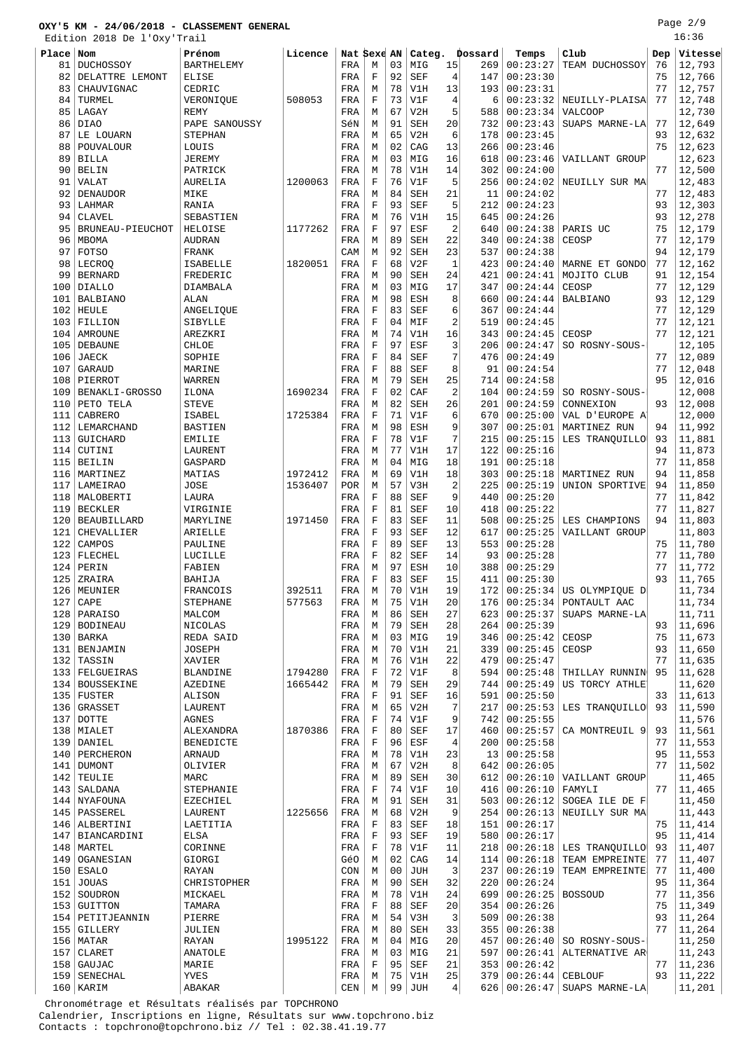**OXY'5 KM - 24/06/2018 - CLASSEMENT GENERAL**

Edition 2018 De l'Oxy'Trail

16:36

| Place | Nom | Prénom | Licence | Nat | Sexe | AN | Categ. | | Dossard | Temps | Club | Dep | Vitesse |
|---|---|---|---|---|---|---|---|---|---|---|---|---|---|
| 81 | DUCHOSSOY | BARTHELEMY | | FRA | M | 03 | MIG | 15 | 269 | 00:23:27 | TEAM DUCHOSSOY | 76 | 12,793 |
| 82 | DELATTRE LEMONT | ELISE | | FRA | F | 92 | SEF | 4 | 147 | 00:23:30 | | 75 | 12,766 |
| 83 | CHAUVIGNAC | CEDRIC | | FRA | M | 78 | V1H | 13 | 193 | 00:23:31 | | 77 | 12,757 |
| 84 | TURMEL | VERONIQUE | 508053 | FRA | F | 73 | V1F | 4 | 6 | 00:23:32 | NEUILLY-PLAISA | 77 | 12,748 |
| 85 | LAGAY | REMY | | FRA | M | 67 | V2H | 5 | 588 | 00:23:34 | VALCOOP | | 12,730 |
| 86 | DIAO | PAPE SANOUSSY | | SéN | M | 91 | SEH | 20 | 732 | 00:23:43 | SUAPS MARNE-LA | 77 | 12,649 |
| 87 | LE LOUARN | STEPHAN | | FRA | M | 65 | V2H | 6 | 178 | 00:23:45 | | 93 | 12,632 |
| 88 | POUVALOUR | LOUIS | | FRA | M | 02 | CAG | 13 | 266 | 00:23:46 | | 75 | 12,623 |
| 89 | BILLA | JEREMY | | FRA | M | 03 | MIG | 16 | 618 | 00:23:46 | VAILLANT GROUP | | 12,623 |
| 90 | BELIN | PATRICK | | FRA | M | 78 | V1H | 14 | 302 | 00:24:00 | | 77 | 12,500 |
| 91 | VALAT | AURELIA | 1200063 | FRA | F | 76 | V1F | 5 | 256 | 00:24:02 | NEUILLY SUR MA | | 12,483 |
| 92 | DENAUDOR | MIKE | | FRA | M | 84 | SEH | 21 | 11 | 00:24:02 | | 77 | 12,483 |
| 93 | LAHMAR | RANIA | | FRA | F | 93 | SEF | 5 | 212 | 00:24:23 | | 93 | 12,303 |
| 94 | CLAVEL | SEBASTIEN | | FRA | M | 76 | V1H | 15 | 645 | 00:24:26 | | 93 | 12,278 |
| 95 | BRUNEAU-PIEUCHOT | HELOISE | 1177262 | FRA | F | 97 | ESF | 2 | 640 | 00:24:38 | PARIS UC | 75 | 12,179 |
| 96 | MBOMA | AUDRAN | | FRA | M | 89 | SEH | 22 | 340 | 00:24:38 | CEOSP | 77 | 12,179 |
| 97 | FOTSO | FRANK | | CAM | M | 92 | SEH | 23 | 537 | 00:24:38 | | 94 | 12,179 |
| 98 | LECROQ | ISABELLE | 1820051 | FRA | F | 68 | V2F | 1 | 423 | 00:24:40 | MARNE ET GONDO | 77 | 12,162 |
| 99 | BERNARD | FREDERIC | | FRA | M | 90 | SEH | 24 | 421 | 00:24:41 | MOJITO CLUB | 91 | 12,154 |
| 100 | DIALLO | DIAMBALA | | FRA | M | 03 | MIG | 17 | 347 | 00:24:44 | CEOSP | 77 | 12,129 |
| 101 | BALBIANO | ALAN | | FRA | M | 98 | ESH | 8 | 660 | 00:24:44 | BALBIANO | 93 | 12,129 |
| 102 | HEULE | ANGELIQUE | | FRA | F | 83 | SEF | 6 | 367 | 00:24:44 | | 77 | 12,129 |
| 103 | FILLION | SIBYLLE | | FRA | F | 04 | MIF | 2 | 519 | 00:24:45 | | 77 | 12,121 |
| 104 | AMROUNE | AREZKRI | | FRA | M | 74 | V1H | 16 | 343 | 00:24:45 | CEOSP | 77 | 12,121 |
| 105 | DEBAUNE | CHLOE | | FRA | F | 97 | ESF | 3 | 206 | 00:24:47 | SO ROSNY-SOUS- | | 12,105 |
| 106 | JAECK | SOPHIE | | FRA | F | 84 | SEF | 7 | 476 | 00:24:49 | | 77 | 12,089 |
| 107 | GARAUD | MARINE | | FRA | F | 88 | SEF | 8 | 91 | 00:24:54 | | 77 | 12,048 |
| 108 | PIERROT | WARREN | | FRA | M | 79 | SEH | 25 | 714 | 00:24:58 | | 95 | 12,016 |
| 109 | BENAKLI-GROSSO | ILONA | 1690234 | FRA | F | 02 | CAF | 2 | 104 | 00:24:59 | SO ROSNY-SOUS- | | 12,008 |
| 110 | PETO TELA | STEVE | | FRA | M | 82 | SEH | 26 | 201 | 00:24:59 | CONNEXION | 93 | 12,008 |
| 111 | CABRERO | ISABEL | 1725384 | FRA | F | 71 | V1F | 6 | 670 | 00:25:00 | VAL D'EUROPE A | | 12,000 |
| 112 | LEMARCHAND | BASTIEN | | FRA | M | 98 | ESH | 9 | 307 | 00:25:01 | MARTINEZ RUN | 94 | 11,992 |
| 113 | GUICHARD | EMILIE | | FRA | F | 78 | V1F | 7 | 215 | 00:25:15 | LES TRANQUILLO | 93 | 11,881 |
| 114 | CUTINI | LAURENT | | FRA | M | 77 | V1H | 17 | 122 | 00:25:16 | | 94 | 11,873 |
| 115 | BEILIN | GASPARD | | FRA | M | 04 | MIG | 18 | 191 | 00:25:18 | | 77 | 11,858 |
| 116 | MARTINEZ | MATIAS | 1972412 | FRA | M | 69 | V1H | 18 | 303 | 00:25:18 | MARTINEZ RUN | 94 | 11,858 |
| 117 | LAMEIRAO | JOSE | 1536407 | POR | M | 57 | V3H | 2 | 225 | 00:25:19 | UNION SPORTIVE | 94 | 11,850 |
| 118 | MALOBERTI | LAURA | | FRA | F | 88 | SEF | 9 | 440 | 00:25:20 | | 77 | 11,842 |
| 119 | BECKLER | VIRGINIE | | FRA | F | 81 | SEF | 10 | 418 | 00:25:22 | | 77 | 11,827 |
| 120 | BEAUBILLARD | MARYLINE | 1971450 | FRA | F | 83 | SEF | 11 | 508 | 00:25:25 | LES CHAMPIONS | 94 | 11,803 |
| 121 | CHEVALLIER | ARIELLE | | FRA | F | 93 | SEF | 12 | 617 | 00:25:25 | VAILLANT GROUP | | 11,803 |
| 122 | CAMPOS | PAULINE | | FRA | F | 89 | SEF | 13 | 553 | 00:25:28 | | 75 | 11,780 |
| 123 | FLECHEL | LUCILLE | | FRA | F | 82 | SEF | 14 | 93 | 00:25:28 | | 77 | 11,780 |
| 124 | PERIN | FABIEN | | FRA | M | 97 | ESH | 10 | 388 | 00:25:29 | | 77 | 11,772 |
| 125 | ZRAIRA | BAHIJA | | FRA | F | 83 | SEF | 15 | 411 | 00:25:30 | | 93 | 11,765 |
| 126 | MEUNIER | FRANCOIS | 392511 | FRA | M | 70 | V1H | 19 | 172 | 00:25:34 | US OLYMPIQUE D | | 11,734 |
| 127 | CAPE | STEPHANE | 577563 | FRA | M | 75 | V1H | 20 | 176 | 00:25:34 | PONTAULT AAC | | 11,734 |
| 128 | PARAISO | MALCOM | | FRA | M | 86 | SEH | 27 | 623 | 00:25:37 | SUAPS MARNE-LA | | 11,711 |
| 129 | BODINEAU | NICOLAS | | FRA | M | 79 | SEH | 28 | 264 | 00:25:39 | | 93 | 11,696 |
| 130 | BARKA | REDA SAID | | FRA | M | 03 | MIG | 19 | 346 | 00:25:42 | CEOSP | 75 | 11,673 |
| 131 | BENJAMIN | JOSEPH | | FRA | M | 70 | V1H | 21 | 339 | 00:25:45 | CEOSP | 93 | 11,650 |
| 132 | TASSIN | XAVIER | | FRA | M | 76 | V1H | 22 | 479 | 00:25:47 | | 77 | 11,635 |
| 133 | FELGUEIRAS | BLANDINE | 1794280 | FRA | F | 72 | V1F | 8 | 594 | 00:25:48 | THILLAY RUNNIN | 95 | 11,628 |
| 134 | BOUSSEKINE | AZEDINE | 1665442 | FRA | M | 79 | SEH | 29 | 744 | 00:25:49 | US TORCY ATHLE | | 11,620 |
| 135 | FUSTER | ALISON | | FRA | F | 91 | SEF | 16 | 591 | 00:25:50 | | 33 | 11,613 |
| 136 | GRASSET | LAURENT | | FRA | M | 65 | V2H | 7 | 217 | 00:25:53 | LES TRANQUILLO | 93 | 11,590 |
| 137 | DOTTE | AGNES | | FRA | F | 74 | V1F | 9 | 742 | 00:25:55 | | | 11,576 |
| 138 | MIALET | ALEXANDRA | 1870386 | FRA | F | 80 | SEF | 17 | 460 | 00:25:57 | CA MONTREUIL 9 | 93 | 11,561 |
| 139 | DANIEL | BENEDICTE | | FRA | F | 96 | ESF | 4 | 200 | 00:25:58 | | 77 | 11,553 |
| 140 | PERCHERON | ARNAUD | | FRA | M | 78 | V1H | 23 | 13 | 00:25:58 | | 95 | 11,553 |
| 141 | DUMONT | OLIVIER | | FRA | M | 67 | V2H | 8 | 642 | 00:26:05 | | 77 | 11,502 |
| 142 | TEULIE | MARC | | FRA | M | 89 | SEH | 30 | 612 | 00:26:10 | VAILLANT GROUP | | 11,465 |
| 143 | SALDANA | STEPHANIE | | FRA | F | 74 | V1F | 10 | 416 | 00:26:10 | FAMYLI | 77 | 11,465 |
| 144 | NYAFOUNA | EZECHIEL | | FRA | M | 91 | SEH | 31 | 503 | 00:26:12 | SOGEA ILE DE F | | 11,450 |
| 145 | PASSEREL | LAURENT | 1225656 | FRA | M | 68 | V2H | 9 | 254 | 00:26:13 | NEUILLY SUR MA | | 11,443 |
| 146 | ALBERTINI | LAETITIA | | FRA | F | 83 | SEF | 18 | 151 | 00:26:17 | | 75 | 11,414 |
| 147 | BIANCARDINI | ELSA | | FRA | F | 93 | SEF | 19 | 580 | 00:26:17 | | 95 | 11,414 |
| 148 | MARTEL | CORINNE | | FRA | F | 78 | V1F | 11 | 218 | 00:26:18 | LES TRANQUILLO | 93 | 11,407 |
| 149 | OGANESIAN | GIORGI | | GéO | M | 02 | CAG | 14 | 114 | 00:26:18 | TEAM EMPREINTE | 77 | 11,407 |
| 150 | ESALO | RAYAN | | CON | M | 00 | JUH | 3 | 237 | 00:26:19 | TEAM EMPREINTE | 77 | 11,400 |
| 151 | JOUAS | CHRISTOPHER | | FRA | M | 90 | SEH | 32 | 220 | 00:26:24 | | 95 | 11,364 |
| 152 | SOUDRON | MICKAEL | | FRA | M | 78 | V1H | 24 | 699 | 00:26:25 | BOSSOUD | 77 | 11,356 |
| 153 | GUITTON | TAMARA | | FRA | F | 88 | SEF | 20 | 354 | 00:26:26 | | 75 | 11,349 |
| 154 | PETITJEANNIN | PIERRE | | FRA | M | 54 | V3H | 3 | 509 | 00:26:38 | | 93 | 11,264 |
| 155 | GILLERY | JULIEN | | FRA | M | 80 | SEH | 33 | 355 | 00:26:38 | | 77 | 11,264 |
| 156 | MATAR | RAYAN | 1995122 | FRA | M | 04 | MIG | 20 | 457 | 00:26:40 | SO ROSNY-SOUS- | | 11,250 |
| 157 | CLARET | ANATOLE | | FRA | M | 03 | MIG | 21 | 597 | 00:26:41 | ALTERNATIVE AR | | 11,243 |
| 158 | GAUJAC | MARIE | | FRA | F | 95 | SEF | 21 | 353 | 00:26:42 | | 77 | 11,236 |
| 159 | SENECHAL | YVES | | FRA | M | 75 | V1H | 25 | 379 | 00:26:44 | CEBLOUF | 93 | 11,222 |
| 160 | KARIM | ABAKAR | | CEN | M | 99 | JUH | 4 | 626 | 00:26:47 | SUAPS MARNE-LA | | 11,201 |

Chronométrage et Résultats réalisés par TOPCHRONO
Calendrier, Inscriptions en ligne, Résultats sur www.topchrono.biz
Contacts : topchrono@topchrono.biz // Tel : 02.38.41.19.77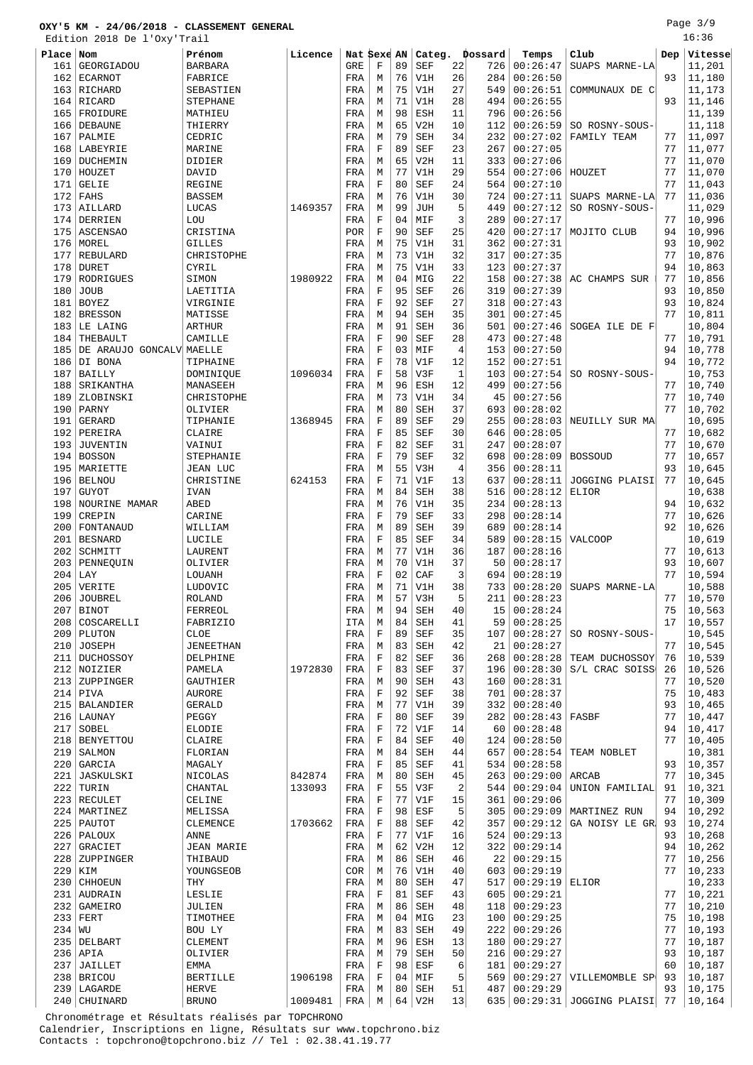# OXY'5 KM - 24/06/2018 - CLASSEMENT GENERAL

Edition 2018 De l'Oxy'Trail

16:36

| Place | Nom | Prénom | Licence | Nat | Sexe | AN | Categ. | | Dossard | Temps | Club | Dep | Vitesse |
|---|---|---|---|---|---|---|---|---|---|---|---|---|---|
| 161 | GEORGIADOU | BARBARA | | GRE | F | 89 | SEF | 22 | 726 | 00:26:47 | SUAPS MARNE-LA | | 11,201 |
| 162 | ECARNOT | FABRICE | | FRA | M | 76 | V1H | 26 | 284 | 00:26:50 | | 93 | 11,180 |
| 163 | RICHARD | SEBASTIEN | | FRA | M | 75 | V1H | 27 | 549 | 00:26:51 | COMMUNAUX DE C | | 11,173 |
| 164 | RICARD | STEPHANE | | FRA | M | 71 | V1H | 28 | 494 | 00:26:55 | | 93 | 11,146 |
| 165 | FROIDURE | MATHIEU | | FRA | M | 98 | ESH | 11 | 796 | 00:26:56 | | | 11,139 |
| 166 | DEBAUNE | THIERRY | | FRA | M | 65 | V2H | 10 | 112 | 00:26:59 | SO ROSNY-SOUS- | | 11,118 |
| 167 | PALMIE | CEDRIC | | FRA | M | 79 | SEH | 34 | 232 | 00:27:02 | FAMILY TEAM | 77 | 11,097 |
| 168 | LABEYRIE | MARINE | | FRA | F | 89 | SEF | 23 | 267 | 00:27:05 | | 77 | 11,077 |
| 169 | DUCHEMIN | DIDIER | | FRA | M | 65 | V2H | 11 | 333 | 00:27:06 | | 77 | 11,070 |
| 170 | HOUZET | DAVID | | FRA | M | 77 | V1H | 29 | 554 | 00:27:06 | HOUZET | 77 | 11,070 |
| 171 | GELIE | REGINE | | FRA | F | 80 | SEF | 24 | 564 | 00:27:10 | | 77 | 11,043 |
| 172 | FAHS | BASSEM | | FRA | M | 76 | V1H | 30 | 724 | 00:27:11 | SUAPS MARNE-LA | 77 | 11,036 |
| 173 | AILLARD | LUCAS | 1469357 | FRA | M | 99 | JUH | 5 | 449 | 00:27:12 | SO ROSNY-SOUS- | | 11,029 |
| 174 | DERRIEN | LOU | | FRA | F | 04 | MIF | 3 | 289 | 00:27:17 | | 77 | 10,996 |
| 175 | ASCENSAO | CRISTINA | | POR | F | 90 | SEF | 25 | 420 | 00:27:17 | MOJITO CLUB | 94 | 10,996 |
| 176 | MOREL | GILLES | | FRA | M | 75 | V1H | 31 | 362 | 00:27:31 | | 93 | 10,902 |
| 177 | REBULARD | CHRISTOPHE | | FRA | M | 73 | V1H | 32 | 317 | 00:27:35 | | 77 | 10,876 |
| 178 | DURET | CYRIL | | FRA | M | 75 | V1H | 33 | 123 | 00:27:37 | | 94 | 10,863 |
| 179 | RODRIGUES | SIMON | 1980922 | FRA | M | 04 | MIG | 22 | 158 | 00:27:38 | AC CHAMPS SUR | 77 | 10,856 |
| 180 | JOUB | LAETITIA | | FRA | F | 95 | SEF | 26 | 319 | 00:27:39 | | 93 | 10,850 |
| 181 | BOYEZ | VIRGINIE | | FRA | F | 92 | SEF | 27 | 318 | 00:27:43 | | 93 | 10,824 |
| 182 | BRESSON | MATISSE | | FRA | M | 94 | SEH | 35 | 301 | 00:27:45 | | 77 | 10,811 |
| 183 | LE LAING | ARTHUR | | FRA | M | 91 | SEH | 36 | 501 | 00:27:46 | SOGEA ILE DE F | | 10,804 |
| 184 | THEBAULT | CAMILLE | | FRA | F | 90 | SEF | 28 | 473 | 00:27:48 | | 77 | 10,791 |
| 185 | DE ARAUJO GONCALV | MAELLE | | FRA | F | 03 | MIF | 4 | 153 | 00:27:50 | | 94 | 10,778 |
| 186 | DI BONA | TIPHAINE | | FRA | F | 78 | V1F | 12 | 152 | 00:27:51 | | 94 | 10,772 |
| 187 | BAILLY | DOMINIQUE | 1096034 | FRA | F | 58 | V3F | 1 | 103 | 00:27:54 | SO ROSNY-SOUS- | | 10,753 |
| 188 | SRIKANTHA | MANASEEH | | FRA | M | 96 | ESH | 12 | 499 | 00:27:56 | | 77 | 10,740 |
| 189 | ZLOBINSKI | CHRISTOPHE | | FRA | M | 73 | V1H | 34 | 45 | 00:27:56 | | 77 | 10,740 |
| 190 | PARNY | OLIVIER | | FRA | M | 80 | SEH | 37 | 693 | 00:28:02 | | 77 | 10,702 |
| 191 | GERARD | TIPHANIE | 1368945 | FRA | F | 89 | SEF | 29 | 255 | 00:28:03 | NEUILLY SUR MA | | 10,695 |
| 192 | PEREIRA | CLAIRE | | FRA | F | 85 | SEF | 30 | 646 | 00:28:05 | | 77 | 10,682 |
| 193 | JUVENTIN | VAINUI | | FRA | F | 82 | SEF | 31 | 247 | 00:28:07 | | 77 | 10,670 |
| 194 | BOSSON | STEPHANIE | | FRA | F | 79 | SEF | 32 | 698 | 00:28:09 | BOSSOUD | 77 | 10,657 |
| 195 | MARIETTE | JEAN LUC | | FRA | M | 55 | V3H | 4 | 356 | 00:28:11 | | 93 | 10,645 |
| 196 | BELNOU | CHRISTINE | 624153 | FRA | F | 71 | V1F | 13 | 637 | 00:28:11 | JOGGING PLAISI | 77 | 10,645 |
| 197 | GUYOT | IVAN | | FRA | M | 84 | SEH | 38 | 516 | 00:28:12 | ELIOR | | 10,638 |
| 198 | NOURINE MAMAR | ABED | | FRA | M | 76 | V1H | 35 | 234 | 00:28:13 | | 94 | 10,632 |
| 199 | CREPIN | CARINE | | FRA | F | 79 | SEF | 33 | 298 | 00:28:14 | | 77 | 10,626 |
| 200 | FONTANAUD | WILLIAM | | FRA | M | 89 | SEH | 39 | 689 | 00:28:14 | | 92 | 10,626 |
| 201 | BESNARD | LUCILE | | FRA | F | 85 | SEF | 34 | 589 | 00:28:15 | VALCOOP | | 10,619 |
| 202 | SCHMITT | LAURENT | | FRA | M | 77 | V1H | 36 | 187 | 00:28:16 | | 77 | 10,613 |
| 203 | PENNEQUIN | OLIVIER | | FRA | M | 70 | V1H | 37 | 50 | 00:28:17 | | 93 | 10,607 |
| 204 | LAY | LOUANH | | FRA | F | 02 | CAF | 3 | 694 | 00:28:19 | | 77 | 10,594 |
| 205 | VERITE | LUDOVIC | | FRA | M | 71 | V1H | 38 | 733 | 00:28:20 | SUAPS MARNE-LA | | 10,588 |
| 206 | JOUBREL | ROLAND | | FRA | M | 57 | V3H | 5 | 211 | 00:28:23 | | 77 | 10,570 |
| 207 | BINOT | FERREOL | | FRA | M | 94 | SEH | 40 | 15 | 00:28:24 | | 75 | 10,563 |
| 208 | COSCARELLI | FABRIZIO | | ITA | M | 84 | SEH | 41 | 59 | 00:28:25 | | 17 | 10,557 |
| 209 | PLUTON | CLOE | | FRA | F | 89 | SEF | 35 | 107 | 00:28:27 | SO ROSNY-SOUS- | | 10,545 |
| 210 | JOSEPH | JENEETHAN | | FRA | M | 83 | SEH | 42 | 21 | 00:28:27 | | 77 | 10,545 |
| 211 | DUCHOSSOY | DELPHINE | | FRA | F | 82 | SEF | 36 | 268 | 00:28:28 | TEAM DUCHOSSOY | 76 | 10,539 |
| 212 | NOIZIER | PAMELA | 1972830 | FRA | F | 83 | SEF | 37 | 196 | 00:28:30 | S/L CRAC SOISS | 26 | 10,526 |
| 213 | ZUPPINGER | GAUTHIER | | FRA | M | 90 | SEH | 43 | 160 | 00:28:31 | | 77 | 10,520 |
| 214 | PIVA | AURORE | | FRA | F | 92 | SEF | 38 | 701 | 00:28:37 | | 75 | 10,483 |
| 215 | BALANDIER | GERALD | | FRA | M | 77 | V1H | 39 | 332 | 00:28:40 | | 93 | 10,465 |
| 216 | LAUNAY | PEGGY | | FRA | F | 80 | SEF | 39 | 282 | 00:28:43 | FASBF | 77 | 10,447 |
| 217 | SOBEL | ELODIE | | FRA | F | 72 | V1F | 14 | 60 | 00:28:48 | | 94 | 10,417 |
| 218 | BENYETTOU | CLAIRE | | FRA | F | 84 | SEF | 40 | 124 | 00:28:50 | | 77 | 10,405 |
| 219 | SALMON | FLORIAN | | FRA | M | 84 | SEH | 44 | 657 | 00:28:54 | TEAM NOBLET | | 10,381 |
| 220 | GARCIA | MAGALY | | FRA | F | 85 | SEF | 41 | 534 | 00:28:58 | | 93 | 10,357 |
| 221 | JASKULSKI | NICOLAS | 842874 | FRA | M | 80 | SEH | 45 | 263 | 00:29:00 | ARCAB | 77 | 10,345 |
| 222 | TURIN | CHANTAL | 133093 | FRA | F | 55 | V3F | 2 | 544 | 00:29:04 | UNION FAMILIAL | 91 | 10,321 |
| 223 | RECULET | CELINE | | FRA | F | 77 | V1F | 15 | 361 | 00:29:06 | | 77 | 10,309 |
| 224 | MARTINEZ | MELISSA | | FRA | F | 98 | ESF | 5 | 305 | 00:29:09 | MARTINEZ RUN | 94 | 10,292 |
| 225 | PAUTOT | CLEMENCE | 1703662 | FRA | F | 88 | SEF | 42 | 357 | 00:29:12 | GA NOISY LE GR | 93 | 10,274 |
| 226 | PALOUX | ANNE | | FRA | F | 77 | V1F | 16 | 524 | 00:29:13 | | 93 | 10,268 |
| 227 | GRACIET | JEAN MARIE | | FRA | M | 62 | V2H | 12 | 322 | 00:29:14 | | 94 | 10,262 |
| 228 | ZUPPINGER | THIBAUD | | FRA | M | 86 | SEH | 46 | 22 | 00:29:15 | | 77 | 10,256 |
| 229 | KIM | YOUNGSEOB | | COR | M | 76 | V1H | 40 | 603 | 00:29:19 | | 77 | 10,233 |
| 230 | CHHOEUN | THY | | FRA | M | 80 | SEH | 47 | 517 | 00:29:19 | ELIOR | | 10,233 |
| 231 | AUDRAIN | LESLIE | | FRA | F | 81 | SEF | 43 | 605 | 00:29:21 | | 77 | 10,221 |
| 232 | GAMEIRO | JULIEN | | FRA | M | 86 | SEH | 48 | 118 | 00:29:23 | | 77 | 10,210 |
| 233 | FERT | TIMOTHEE | | FRA | M | 04 | MIG | 23 | 100 | 00:29:25 | | 75 | 10,198 |
| 234 | WU | BOU LY | | FRA | M | 83 | SEH | 49 | 222 | 00:29:26 | | 77 | 10,193 |
| 235 | DELBART | CLEMENT | | FRA | M | 96 | ESH | 13 | 180 | 00:29:27 | | 77 | 10,187 |
| 236 | APIA | OLIVIER | | FRA | M | 79 | SEH | 50 | 216 | 00:29:27 | | 93 | 10,187 |
| 237 | JAILLET | EMMA | | FRA | F | 98 | ESF | 6 | 181 | 00:29:27 | | 60 | 10,187 |
| 238 | BRICOU | BERTILLE | 1906198 | FRA | F | 04 | MIF | 5 | 569 | 00:29:27 | VILLEMOMBLE SP | 93 | 10,187 |
| 239 | LAGARDE | HERVE | | FRA | M | 80 | SEH | 51 | 487 | 00:29:29 | | 93 | 10,175 |
| 240 | CHUINARD | BRUNO | 1009481 | FRA | M | 64 | V2H | 13 | 635 | 00:29:31 | JOGGING PLAISI | 77 | 10,164 |

Chronométrage et Résultats réalisés par TOPCHRONO
Calendrier, Inscriptions en ligne, Résultats sur www.topchrono.biz
Contacts : topchrono@topchrono.biz // Tel : 02.38.41.19.77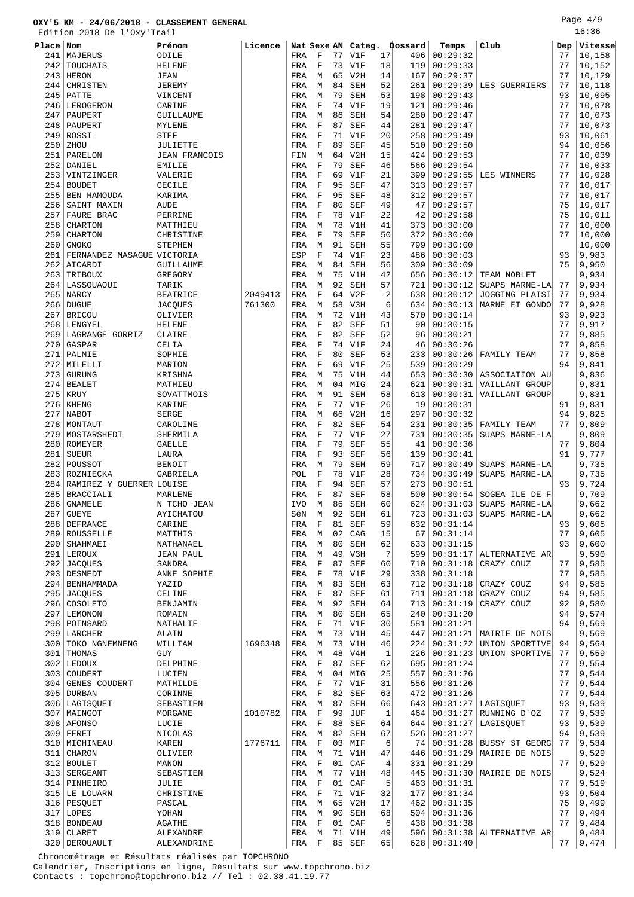# OXY'5 KM - 24/06/2018 - CLASSEMENT GENERAL

Edition 2018 De l'Oxy'Trail

16:36

| Place | Nom | Prénom | Licence | Nat | Sexe | AN | Categ. | | Dossard | Temps | Club | Dep | Vitesse |
|---|---|---|---|---|---|---|---|---|---|---|---|---|---|
| 241 | MAJERUS | ODILE | | FRA | F | 77 | V1F | 17 | 406 | 00:29:32 | | 77 | 10,158 |
| 242 | TOUCHAIS | HELENE | | FRA | F | 73 | V1F | 18 | 119 | 00:29:33 | | 77 | 10,152 |
| 243 | HERON | JEAN | | FRA | M | 65 | V2H | 14 | 167 | 00:29:37 | | 77 | 10,129 |
| 244 | CHRISTEN | JEREMY | | FRA | M | 84 | SEH | 52 | 261 | 00:29:39 | LES GUERRIERS | 77 | 10,118 |
| 245 | PATTE | VINCENT | | FRA | M | 79 | SEH | 53 | 198 | 00:29:43 | | 93 | 10,095 |
| 246 | LEROGERON | CARINE | | FRA | F | 74 | V1F | 19 | 121 | 00:29:46 | | 77 | 10,078 |
| 247 | PAUPERT | GUILLAUME | | FRA | M | 86 | SEH | 54 | 280 | 00:29:47 | | 77 | 10,073 |
| 248 | PAUPERT | MYLENE | | FRA | F | 87 | SEF | 44 | 281 | 00:29:47 | | 77 | 10,073 |
| 249 | ROSSI | STEF | | FRA | F | 71 | V1F | 20 | 258 | 00:29:49 | | 93 | 10,061 |
| 250 | ZHOU | JULIETTE | | FRA | F | 89 | SEF | 45 | 510 | 00:29:50 | | 94 | 10,056 |
| 251 | PARELON | JEAN FRANCOIS | | FIN | M | 64 | V2H | 15 | 424 | 00:29:53 | | 77 | 10,039 |
| 252 | DANIEL | EMILIE | | FRA | F | 79 | SEF | 46 | 566 | 00:29:54 | | 77 | 10,033 |
| 253 | VINTZINGER | VALERIE | | FRA | F | 69 | V1F | 21 | 399 | 00:29:55 | LES WINNERS | 77 | 10,028 |
| 254 | BOUDET | CECILE | | FRA | F | 95 | SEF | 47 | 313 | 00:29:57 | | 77 | 10,017 |
| 255 | BEN HAMOUDA | KARIMA | | FRA | F | 95 | SEF | 48 | 312 | 00:29:57 | | 77 | 10,017 |
| 256 | SAINT MAXIN | AUDE | | FRA | F | 80 | SEF | 49 | 47 | 00:29:57 | | 75 | 10,017 |
| 257 | FAURE BRAC | PERRINE | | FRA | F | 78 | V1F | 22 | 42 | 00:29:58 | | 75 | 10,011 |
| 258 | CHARTON | MATTHIEU | | FRA | M | 78 | V1H | 41 | 373 | 00:30:00 | | 77 | 10,000 |
| 259 | CHARTON | CHRISTINE | | FRA | F | 79 | SEF | 50 | 372 | 00:30:00 | | 77 | 10,000 |
| 260 | GNOKO | STEPHEN | | FRA | M | 91 | SEH | 55 | 799 | 00:30:00 | | | 10,000 |
| 261 | FERNANDEZ MASAGUE | VICTORIA | | ESP | F | 74 | V1F | 23 | 486 | 00:30:03 | | 93 | 9,983 |
| 262 | AICARDI | GUILLAUME | | FRA | M | 84 | SEH | 56 | 309 | 00:30:09 | | 75 | 9,950 |
| 263 | TRIBOUX | GREGORY | | FRA | M | 75 | V1H | 42 | 656 | 00:30:12 | TEAM NOBLET | | 9,934 |
| 264 | LASSOUAOUI | TARIK | | FRA | M | 92 | SEH | 57 | 721 | 00:30:12 | SUAPS MARNE-LA | 77 | 9,934 |
| 265 | NARCY | BEATRICE | 2049413 | FRA | F | 64 | V2F | 2 | 638 | 00:30:12 | JOGGING PLAISI | 77 | 9,934 |
| 266 | DUGUE | JACQUES | 761300 | FRA | M | 58 | V3H | 6 | 634 | 00:30:13 | MARNE ET GONDO | 77 | 9,928 |
| 267 | BRICOU | OLIVIER | | FRA | M | 72 | V1H | 43 | 570 | 00:30:14 | | 93 | 9,923 |
| 268 | LENGYEL | HELENE | | FRA | F | 82 | SEF | 51 | 90 | 00:30:15 | | 77 | 9,917 |
| 269 | LAGRANGE GORRIZ | CLAIRE | | FRA | F | 82 | SEF | 52 | 96 | 00:30:21 | | 77 | 9,885 |
| 270 | GASPAR | CELIA | | FRA | F | 74 | V1F | 24 | 46 | 00:30:26 | | 77 | 9,858 |
| 271 | PALMIE | SOPHIE | | FRA | F | 80 | SEF | 53 | 233 | 00:30:26 | FAMILY TEAM | 77 | 9,858 |
| 272 | MILELLI | MARION | | FRA | F | 69 | V1F | 25 | 539 | 00:30:29 | | 94 | 9,841 |
| 273 | GURUNG | KRISHNA | | FRA | M | 75 | V1H | 44 | 653 | 00:30:30 | ASSOCIATION AU | | 9,836 |
| 274 | BEALET | MATHIEU | | FRA | M | 04 | MIG | 24 | 621 | 00:30:31 | VAILLANT GROUP | | 9,831 |
| 275 | KRUY | SOVATTMOIS | | FRA | M | 91 | SEH | 58 | 613 | 00:30:31 | VAILLANT GROUP | | 9,831 |
| 276 | KHENG | KARINE | | FRA | F | 77 | V1F | 26 | 19 | 00:30:31 | | 91 | 9,831 |
| 277 | NABOT | SERGE | | FRA | M | 66 | V2H | 16 | 297 | 00:30:32 | | 94 | 9,825 |
| 278 | MONTAUT | CAROLINE | | FRA | F | 82 | SEF | 54 | 231 | 00:30:35 | FAMILY TEAM | 77 | 9,809 |
| 279 | MOSTARSHEDI | SHERMILA | | FRA | F | 77 | V1F | 27 | 731 | 00:30:35 | SUAPS MARNE-LA | | 9,809 |
| 280 | ROMEYER | GAELLE | | FRA | F | 79 | SEF | 55 | 41 | 00:30:36 | | 77 | 9,804 |
| 281 | SUEUR | LAURA | | FRA | F | 93 | SEF | 56 | 139 | 00:30:41 | | 91 | 9,777 |
| 282 | POUSSOT | BENOIT | | FRA | M | 79 | SEH | 59 | 717 | 00:30:49 | SUAPS MARNE-LA | | 9,735 |
| 283 | ROZNIECKA | GABRIELA | | POL | F | 78 | V1F | 28 | 734 | 00:30:49 | SUAPS MARNE-LA | | 9,735 |
| 284 | RAMIREZ Y GUERRER | LOUISE | | FRA | F | 94 | SEF | 57 | 273 | 00:30:51 | | 93 | 9,724 |
| 285 | BRACCIALI | MARLENE | | FRA | F | 87 | SEF | 58 | 500 | 00:30:54 | SOGEA ILE DE F | | 9,709 |
| 286 | GNAMELE | N TCHO JEAN | | IVO | M | 86 | SEH | 60 | 624 | 00:31:03 | SUAPS MARNE-LA | | 9,662 |
| 287 | GUEYE | AYICHATOU | | SéN | M | 92 | SEH | 61 | 723 | 00:31:03 | SUAPS MARNE-LA | | 9,662 |
| 288 | DEFRANCE | CARINE | | FRA | F | 81 | SEF | 59 | 632 | 00:31:14 | | 93 | 9,605 |
| 289 | ROUSSELLE | MATTHIS | | FRA | M | 02 | CAG | 15 | 67 | 00:31:14 | | 77 | 9,605 |
| 290 | SHAHMAEI | NATHANAEL | | FRA | M | 80 | SEH | 62 | 633 | 00:31:15 | | 93 | 9,600 |
| 291 | LEROUX | JEAN PAUL | | FRA | M | 49 | V3H | 7 | 599 | 00:31:17 | ALTERNATIVE AR | | 9,590 |
| 292 | JACQUES | SANDRA | | FRA | F | 87 | SEF | 60 | 710 | 00:31:18 | CRAZY COUZ | 77 | 9,585 |
| 293 | DESMEDT | ANNE SOPHIE | | FRA | F | 78 | V1F | 29 | 338 | 00:31:18 | | 77 | 9,585 |
| 294 | BENHAMMADA | YAZID | | FRA | M | 83 | SEH | 63 | 712 | 00:31:18 | CRAZY COUZ | 94 | 9,585 |
| 295 | JACQUES | CELINE | | FRA | F | 87 | SEF | 61 | 711 | 00:31:18 | CRAZY COUZ | 94 | 9,585 |
| 296 | COSOLETO | BENJAMIN | | FRA | M | 92 | SEH | 64 | 713 | 00:31:19 | CRAZY COUZ | 92 | 9,580 |
| 297 | LEMONON | ROMAIN | | FRA | M | 80 | SEH | 65 | 240 | 00:31:20 | | 94 | 9,574 |
| 298 | POINSARD | NATHALIE | | FRA | F | 71 | V1F | 30 | 581 | 00:31:21 | | 94 | 9,569 |
| 299 | LARCHER | ALAIN | | FRA | M | 73 | V1H | 45 | 447 | 00:31:21 | MAIRIE DE NOIS | | 9,569 |
| 300 | TOKO NGNEMNENG | WILLIAM | 1696348 | FRA | M | 73 | V1H | 46 | 224 | 00:31:22 | UNION SPORTIVE | 94 | 9,564 |
| 301 | THOMAS | GUY | | FRA | M | 48 | V4H | 1 | 226 | 00:31:23 | UNION SPORTIVE | 77 | 9,559 |
| 302 | LEDOUX | DELPHINE | | FRA | F | 87 | SEF | 62 | 695 | 00:31:24 | | 77 | 9,554 |
| 303 | COUDERT | LUCIEN | | FRA | M | 04 | MIG | 25 | 557 | 00:31:26 | | 77 | 9,544 |
| 304 | GENES COUDERT | MATHILDE | | FRA | F | 77 | V1F | 31 | 556 | 00:31:26 | | 77 | 9,544 |
| 305 | DURBAN | CORINNE | | FRA | F | 82 | SEF | 63 | 472 | 00:31:26 | | 77 | 9,544 |
| 306 | LAGISQUET | SEBASTIEN | | FRA | M | 87 | SEH | 66 | 643 | 00:31:27 | LAGISQUET | 93 | 9,539 |
| 307 | MAINGOT | MORGANE | 1010782 | FRA | F | 99 | JUF | 1 | 464 | 00:31:27 | RUNNING D`OZ | 77 | 9,539 |
| 308 | AFONSO | LUCIE | | FRA | F | 88 | SEF | 64 | 644 | 00:31:27 | LAGISQUET | 93 | 9,539 |
| 309 | FERET | NICOLAS | | FRA | M | 82 | SEH | 67 | 526 | 00:31:27 | | 94 | 9,539 |
| 310 | MICHINEAU | KAREN | 1776711 | FRA | F | 03 | MIF | 6 | 74 | 00:31:28 | BUSSY ST GEORG | 77 | 9,534 |
| 311 | CHARON | OLIVIER | | FRA | M | 71 | V1H | 47 | 446 | 00:31:29 | MAIRIE DE NOIS | | 9,529 |
| 312 | BOULET | MANON | | FRA | F | 01 | CAF | 4 | 331 | 00:31:29 | | 77 | 9,529 |
| 313 | SERGEANT | SEBASTIEN | | FRA | M | 77 | V1H | 48 | 445 | 00:31:30 | MAIRIE DE NOIS | | 9,524 |
| 314 | PINHEIRO | JULIE | | FRA | F | 01 | CAF | 5 | 463 | 00:31:31 | | 77 | 9,519 |
| 315 | LE LOUARN | CHRISTINE | | FRA | F | 71 | V1F | 32 | 177 | 00:31:34 | | 93 | 9,504 |
| 316 | PESQUET | PASCAL | | FRA | M | 65 | V2H | 17 | 462 | 00:31:35 | | 75 | 9,499 |
| 317 | LOPES | YOHAN | | FRA | M | 90 | SEH | 68 | 504 | 00:31:36 | | 77 | 9,494 |
| 318 | BONDEAU | AGATHE | | FRA | F | 01 | CAF | 6 | 438 | 00:31:38 | | 77 | 9,484 |
| 319 | CLARET | ALEXANDRE | | FRA | M | 71 | V1H | 49 | 596 | 00:31:38 | ALTERNATIVE AR | | 9,484 |
| 320 | DEROUAULT | ALEXANDRINE | | FRA | F | 85 | SEF | 65 | 628 | 00:31:40 | | 77 | 9,474 |

Chronométrage et Résultats réalisés par TOPCHRONO
Calendrier, Inscriptions en ligne, Résultats sur www.topchrono.biz
Contacts : topchrono@topchrono.biz // Tel : 02.38.41.19.77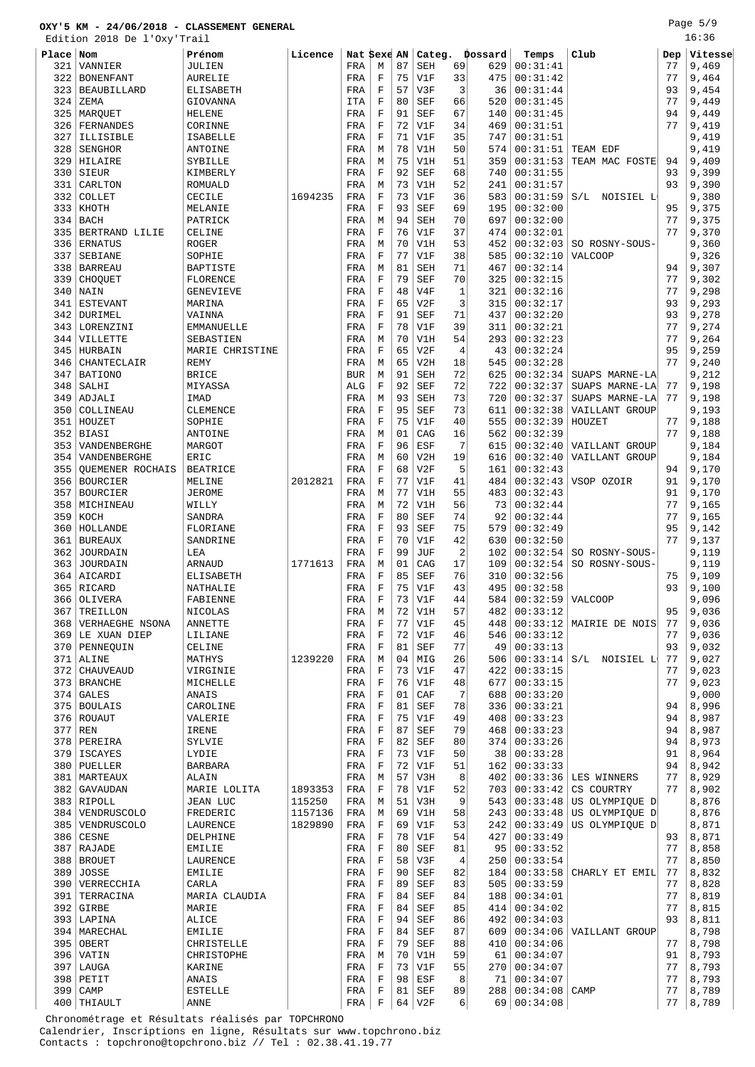**OXY'5 KM - 24/06/2018 - CLASSEMENT GENERAL**

Edition 2018 De l'Oxy'Trail

16:36

| Place | Nom | Prénom | Licence | Nat | Sexe | AN | Categ. | | Dossard | Temps | Club | Dep | Vitesse |
|---|---|---|---|---|---|---|---|---|---|---|---|---|---|
| 321 | VANNIER | JULIEN | | FRA | M | 87 | SEH | 69 | 629 | 00:31:41 | | 77 | 9,469 |
| 322 | BONENFANT | AURELIE | | FRA | F | 75 | V1F | 33 | 475 | 00:31:42 | | 77 | 9,464 |
| 323 | BEAUBILLARD | ELISABETH | | FRA | F | 57 | V3F | 3 | 36 | 00:31:44 | | 93 | 9,454 |
| 324 | ZEMA | GIOVANNA | | ITA | F | 80 | SEF | 66 | 520 | 00:31:45 | | 77 | 9,449 |
| 325 | MARQUET | HELENE | | FRA | F | 91 | SEF | 67 | 140 | 00:31:45 | | 94 | 9,449 |
| 326 | FERNANDES | CORINNE | | FRA | F | 72 | V1F | 34 | 469 | 00:31:51 | | 77 | 9,419 |
| 327 | ILLISIBLE | ISABELLE | | FRA | F | 71 | V1F | 35 | 747 | 00:31:51 | | | 9,419 |
| 328 | SENGHOR | ANTOINE | | FRA | M | 78 | V1H | 50 | 574 | 00:31:51 | TEAM EDF | | 9,419 |
| 329 | HILAIRE | SYBILLE | | FRA | M | 75 | V1H | 51 | 359 | 00:31:53 | TEAM MAC FOSTE | 94 | 9,409 |
| 330 | SIEUR | KIMBERLY | | FRA | F | 92 | SEF | 68 | 740 | 00:31:55 | | 93 | 9,399 |
| 331 | CARLTON | ROMUALD | | FRA | M | 73 | V1H | 52 | 241 | 00:31:57 | | 93 | 9,390 |
| 332 | COLLET | CECILE | 1694235 | FRA | F | 73 | V1F | 36 | 583 | 00:31:59 | S/L NOISIEL L | | 9,380 |
| 333 | KHOTH | MELANIE | | FRA | F | 93 | SEF | 69 | 195 | 00:32:00 | | 95 | 9,375 |
| 334 | BACH | PATRICK | | FRA | M | 94 | SEH | 70 | 697 | 00:32:00 | | 77 | 9,375 |
| 335 | BERTRAND LILIE | CELINE | | FRA | F | 76 | V1F | 37 | 474 | 00:32:01 | | 77 | 9,370 |
| 336 | ERNATUS | ROGER | | FRA | M | 70 | V1H | 53 | 452 | 00:32:03 | SO ROSNY-SOUS- | | 9,360 |
| 337 | SEBIANE | SOPHIE | | FRA | F | 77 | V1F | 38 | 585 | 00:32:10 | VALCOOP | | 9,326 |
| 338 | BARREAU | BAPTISTE | | FRA | M | 81 | SEH | 71 | 467 | 00:32:14 | | 94 | 9,307 |
| 339 | CHOQUET | FLORENCE | | FRA | F | 79 | SEF | 70 | 325 | 00:32:15 | | 77 | 9,302 |
| 340 | NAIN | GENEVIEVE | | FRA | F | 48 | V4F | 1 | 321 | 00:32:16 | | 77 | 9,298 |
| 341 | ESTEVANT | MARINA | | FRA | F | 65 | V2F | 3 | 315 | 00:32:17 | | 93 | 9,293 |
| 342 | DURIMEL | VAINNA | | FRA | F | 91 | SEF | 71 | 437 | 00:32:20 | | 93 | 9,278 |
| 343 | LORENZINI | EMMANUELLE | | FRA | F | 78 | V1F | 39 | 311 | 00:32:21 | | 77 | 9,274 |
| 344 | VILLETTE | SEBASTIEN | | FRA | M | 70 | V1H | 54 | 293 | 00:32:23 | | 77 | 9,264 |
| 345 | HURBAIN | MARIE CHRISTINE | | FRA | F | 65 | V2F | 4 | 43 | 00:32:24 | | 95 | 9,259 |
| 346 | CHANTECLAIR | REMY | | FRA | M | 65 | V2H | 18 | 545 | 00:32:28 | | 77 | 9,240 |
| 347 | BATIONO | BRICE | | BUR | M | 91 | SEH | 72 | 625 | 00:32:34 | SUAPS MARNE-LA | | 9,212 |
| 348 | SALHI | MIYASSA | | ALG | F | 92 | SEF | 72 | 722 | 00:32:37 | SUAPS MARNE-LA | 77 | 9,198 |
| 349 | ADJALI | IMAD | | FRA | M | 93 | SEH | 73 | 720 | 00:32:37 | SUAPS MARNE-LA | 77 | 9,198 |
| 350 | COLLINEAU | CLEMENCE | | FRA | F | 95 | SEF | 73 | 611 | 00:32:38 | VAILLANT GROUP | | 9,193 |
| 351 | HOUZET | SOPHIE | | FRA | F | 75 | V1F | 40 | 555 | 00:32:39 | HOUZET | 77 | 9,188 |
| 352 | BIASI | ANTOINE | | FRA | M | 01 | CAG | 16 | 562 | 00:32:39 | | 77 | 9,188 |
| 353 | VANDENBERGHE | MARGOT | | FRA | F | 96 | ESF | 7 | 615 | 00:32:40 | VAILLANT GROUP | | 9,184 |
| 354 | VANDENBERGHE | ERIC | | FRA | M | 60 | V2H | 19 | 616 | 00:32:40 | VAILLANT GROUP | | 9,184 |
| 355 | QUEMENER ROCHAIS | BEATRICE | | FRA | F | 68 | V2F | 5 | 161 | 00:32:43 | | 94 | 9,170 |
| 356 | BOURCIER | MELINE | 2012821 | FRA | F | 77 | V1F | 41 | 484 | 00:32:43 | VSOP OZOIR | 91 | 9,170 |
| 357 | BOURCIER | JEROME | | FRA | M | 77 | V1H | 55 | 483 | 00:32:43 | | 91 | 9,170 |
| 358 | MICHINEAU | WILLY | | FRA | M | 72 | V1H | 56 | 73 | 00:32:44 | | 77 | 9,165 |
| 359 | KOCH | SANDRA | | FRA | F | 80 | SEF | 74 | 92 | 00:32:44 | | 77 | 9,165 |
| 360 | HOLLANDE | FLORIANE | | FRA | F | 93 | SEF | 75 | 579 | 00:32:49 | | 95 | 9,142 |
| 361 | BUREAUX | SANDRINE | | FRA | F | 70 | V1F | 42 | 630 | 00:32:50 | | 77 | 9,137 |
| 362 | JOURDAIN | LEA | | FRA | F | 99 | JUF | 2 | 102 | 00:32:54 | SO ROSNY-SOUS- | | 9,119 |
| 363 | JOURDAIN | ARNAUD | 1771613 | FRA | M | 01 | CAG | 17 | 109 | 00:32:54 | SO ROSNY-SOUS- | | 9,119 |
| 364 | AICARDI | ELISABETH | | FRA | F | 85 | SEF | 76 | 310 | 00:32:56 | | 75 | 9,109 |
| 365 | RICARD | NATHALIE | | FRA | F | 75 | V1F | 43 | 495 | 00:32:58 | | 93 | 9,100 |
| 366 | OLIVERA | FABIENNE | | FRA | F | 73 | V1F | 44 | 584 | 00:32:59 | VALCOOP | | 9,096 |
| 367 | TREILLON | NICOLAS | | FRA | M | 72 | V1H | 57 | 482 | 00:33:12 | | 95 | 9,036 |
| 368 | VERHAEGHE NSONA | ANNETTE | | FRA | F | 77 | V1F | 45 | 448 | 00:33:12 | MAIRIE DE NOIS | 77 | 9,036 |
| 369 | LE XUAN DIEP | LILIANE | | FRA | F | 72 | V1F | 46 | 546 | 00:33:12 | | 77 | 9,036 |
| 370 | PENNEQUIN | CELINE | | FRA | F | 81 | SEF | 77 | 49 | 00:33:13 | | 93 | 9,032 |
| 371 | ALINE | MATHYS | 1239220 | FRA | M | 04 | MIG | 26 | 506 | 00:33:14 | S/L NOISIEL L | 77 | 9,027 |
| 372 | CHAUVEAUD | VIRGINIE | | FRA | F | 73 | V1F | 47 | 422 | 00:33:15 | | 77 | 9,023 |
| 373 | BRANCHE | MICHELLE | | FRA | F | 76 | V1F | 48 | 677 | 00:33:15 | | 77 | 9,023 |
| 374 | GALES | ANAIS | | FRA | F | 01 | CAF | 7 | 688 | 00:33:20 | | | 9,000 |
| 375 | BOULAIS | CAROLINE | | FRA | F | 81 | SEF | 78 | 336 | 00:33:21 | | 94 | 8,996 |
| 376 | ROUAUT | VALERIE | | FRA | F | 75 | V1F | 49 | 408 | 00:33:23 | | 94 | 8,987 |
| 377 | REN | IRENE | | FRA | F | 87 | SEF | 79 | 468 | 00:33:23 | | 94 | 8,987 |
| 378 | PEREIRA | SYLVIE | | FRA | F | 82 | SEF | 80 | 374 | 00:33:26 | | 94 | 8,973 |
| 379 | ISCAYES | LYDIE | | FRA | F | 73 | V1F | 50 | 38 | 00:33:28 | | 91 | 8,964 |
| 380 | PUELLER | BARBARA | | FRA | F | 72 | V1F | 51 | 162 | 00:33:33 | | 94 | 8,942 |
| 381 | MARTEAUX | ALAIN | | FRA | M | 57 | V3H | 8 | 402 | 00:33:36 | LES WINNERS | 77 | 8,929 |
| 382 | GAVAUDAN | MARIE LOLITA | 1893353 | FRA | F | 78 | V1F | 52 | 703 | 00:33:42 | CS COURTRY | 77 | 8,902 |
| 383 | RIPOLL | JEAN LUC | 115250 | FRA | M | 51 | V3H | 9 | 543 | 00:33:48 | US OLYMPIQUE D | | 8,876 |
| 384 | VENDRUSCOLO | FREDERIC | 1157136 | FRA | M | 69 | V1H | 58 | 243 | 00:33:48 | US OLYMPIQUE D | | 8,876 |
| 385 | VENDRUSCOLO | LAURENCE | 1829890 | FRA | F | 69 | V1F | 53 | 242 | 00:33:49 | US OLYMPIQUE D | | 8,871 |
| 386 | CESNE | DELPHINE | | FRA | F | 78 | V1F | 54 | 427 | 00:33:49 | | 93 | 8,871 |
| 387 | RAJADE | EMILIE | | FRA | F | 80 | SEF | 81 | 95 | 00:33:52 | | 77 | 8,858 |
| 388 | BROUET | LAURENCE | | FRA | F | 58 | V3F | 4 | 250 | 00:33:54 | | 77 | 8,850 |
| 389 | JOSSE | EMILIE | | FRA | F | 90 | SEF | 82 | 184 | 00:33:58 | CHARLY ET EMIL | 77 | 8,832 |
| 390 | VERRECCHIA | CARLA | | FRA | F | 89 | SEF | 83 | 505 | 00:33:59 | | 77 | 8,828 |
| 391 | TERRACINA | MARIA CLAUDIA | | FRA | F | 84 | SEF | 84 | 188 | 00:34:01 | | 77 | 8,819 |
| 392 | GIRBE | MARIE | | FRA | F | 84 | SEF | 85 | 414 | 00:34:02 | | 77 | 8,815 |
| 393 | LAPINA | ALICE | | FRA | F | 94 | SEF | 86 | 492 | 00:34:03 | | 93 | 8,811 |
| 394 | MARECHAL | EMILIE | | FRA | F | 84 | SEF | 87 | 609 | 00:34:06 | VAILLANT GROUP | | 8,798 |
| 395 | OBERT | CHRISTELLE | | FRA | F | 79 | SEF | 88 | 410 | 00:34:06 | | 77 | 8,798 |
| 396 | VATIN | CHRISTOPHE | | FRA | M | 70 | V1H | 59 | 61 | 00:34:07 | | 91 | 8,793 |
| 397 | LAUGA | KARINE | | FRA | F | 73 | V1F | 55 | 270 | 00:34:07 | | 77 | 8,793 |
| 398 | PETIT | ANAIS | | FRA | F | 98 | ESF | 8 | 71 | 00:34:07 | | 77 | 8,793 |
| 399 | CAMP | ESTELLE | | FRA | F | 81 | SEF | 89 | 288 | 00:34:08 | CAMP | 77 | 8,789 |
| 400 | THIAULT | ANNE | | FRA | F | 64 | V2F | 6 | 69 | 00:34:08 | | 77 | 8,789 |

Chronométrage et Résultats réalisés par TOPCHRONO
Calendrier, Inscriptions en ligne, Résultats sur www.topchrono.biz
Contacts : topchrono@topchrono.biz // Tel : 02.38.41.19.77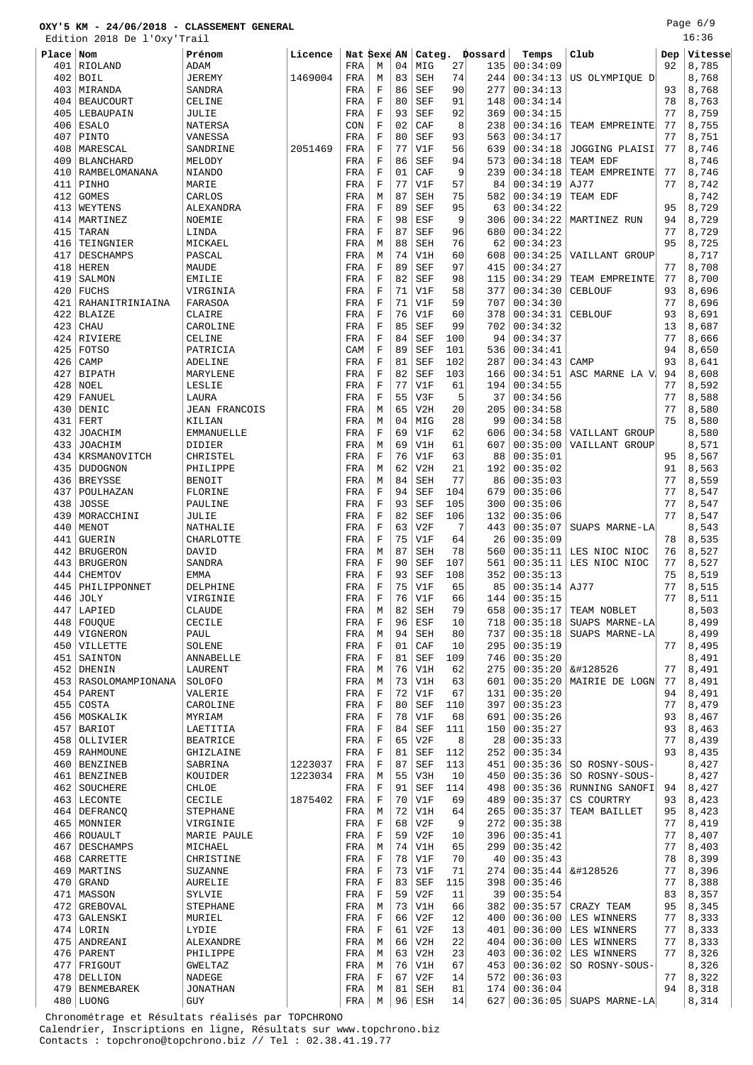# OXY'5 KM - 24/06/2018 - CLASSEMENT GENERAL

Edition 2018 De l'Oxy'Trail

16:36

| Place | Nom | Prénom | Licence | Nat | Sexe | AN | Categ. | | Dossard | Temps | Club | Dep | Vitesse |
|---|---|---|---|---|---|---|---|---|---|---|---|---|---|
| 401 | RIOLAND | ADAM | | FRA | M | 04 | MIG | 27 | 135 | 00:34:09 | | 92 | 8,785 |
| 402 | BOIL | JEREMY | 1469004 | FRA | M | 83 | SEH | 74 | 244 | 00:34:13 | US OLYMPIQUE D | | 8,768 |
| 403 | MIRANDA | SANDRA | | FRA | F | 86 | SEF | 90 | 277 | 00:34:13 | | 93 | 8,768 |
| 404 | BEAUCOURT | CELINE | | FRA | F | 80 | SEF | 91 | 148 | 00:34:14 | | 78 | 8,763 |
| 405 | LEBAUPAIN | JULIE | | FRA | F | 93 | SEF | 92 | 369 | 00:34:15 | | 77 | 8,759 |
| 406 | ESALO | NATERSA | | CON | F | 02 | CAF | 8 | 238 | 00:34:16 | TEAM EMPREINTE | 77 | 8,755 |
| 407 | PINTO | VANESSA | | FRA | F | 80 | SEF | 93 | 563 | 00:34:17 | | 77 | 8,751 |
| 408 | MARESCAL | SANDRINE | 2051469 | FRA | F | 77 | V1F | 56 | 639 | 00:34:18 | JOGGING PLAISI | 77 | 8,746 |
| 409 | BLANCHARD | MELODY | | FRA | F | 86 | SEF | 94 | 573 | 00:34:18 | TEAM EDF | | 8,746 |
| 410 | RAMBELOMANANA | NIANDO | | FRA | F | 01 | CAF | 9 | 239 | 00:34:18 | TEAM EMPREINTE | 77 | 8,746 |
| 411 | PINHO | MARIE | | FRA | F | 77 | V1F | 57 | 84 | 00:34:19 | AJ77 | 77 | 8,742 |
| 412 | GOMES | CARLOS | | FRA | M | 87 | SEH | 75 | 582 | 00:34:19 | TEAM EDF | | 8,742 |
| 413 | WEYTENS | ALEXANDRA | | FRA | F | 89 | SEF | 95 | 63 | 00:34:22 | | 95 | 8,729 |
| 414 | MARTINEZ | NOEMIE | | FRA | F | 98 | ESF | 9 | 306 | 00:34:22 | MARTINEZ RUN | 94 | 8,729 |
| 415 | TARAN | LINDA | | FRA | F | 87 | SEF | 96 | 680 | 00:34:22 | | 77 | 8,729 |
| 416 | TEINGNIER | MICKAEL | | FRA | M | 88 | SEH | 76 | 62 | 00:34:23 | | 95 | 8,725 |
| 417 | DESCHAMPS | PASCAL | | FRA | M | 74 | V1H | 60 | 608 | 00:34:25 | VAILLANT GROUP | | 8,717 |
| 418 | HEREN | MAUDE | | FRA | F | 89 | SEF | 97 | 415 | 00:34:27 | | 77 | 8,708 |
| 419 | SALMON | EMILIE | | FRA | F | 82 | SEF | 98 | 115 | 00:34:29 | TEAM EMPREINTE | 77 | 8,700 |
| 420 | FUCHS | VIRGINIA | | FRA | F | 71 | V1F | 58 | 377 | 00:34:30 | CEBLOUF | 93 | 8,696 |
| 421 | RAHANITRINIAINA | FARASOA | | FRA | F | 71 | V1F | 59 | 707 | 00:34:30 | | 77 | 8,696 |
| 422 | BLAIZE | CLAIRE | | FRA | F | 76 | V1F | 60 | 378 | 00:34:31 | CEBLOUF | 93 | 8,691 |
| 423 | CHAU | CAROLINE | | FRA | F | 85 | SEF | 99 | 702 | 00:34:32 | | 13 | 8,687 |
| 424 | RIVIERE | CELINE | | FRA | F | 84 | SEF | 100 | 94 | 00:34:37 | | 77 | 8,666 |
| 425 | FOTSO | PATRICIA | | CAM | F | 89 | SEF | 101 | 536 | 00:34:41 | | 94 | 8,650 |
| 426 | CAMP | ADELINE | | FRA | F | 81 | SEF | 102 | 287 | 00:34:43 | CAMP | 93 | 8,641 |
| 427 | BIPATH | MARYLENE | | FRA | F | 82 | SEF | 103 | 166 | 00:34:51 | ASC MARNE LA V | 94 | 8,608 |
| 428 | NOEL | LESLIE | | FRA | F | 77 | V1F | 61 | 194 | 00:34:55 | | 77 | 8,592 |
| 429 | FANUEL | LAURA | | FRA | F | 55 | V3F | 5 | 37 | 00:34:56 | | 77 | 8,588 |
| 430 | DENIC | JEAN FRANCOIS | | FRA | M | 65 | V2H | 20 | 205 | 00:34:58 | | 77 | 8,580 |
| 431 | FERT | KILIAN | | FRA | M | 04 | MIG | 28 | 99 | 00:34:58 | | 75 | 8,580 |
| 432 | JOACHIM | EMMANUELLE | | FRA | F | 69 | V1F | 62 | 606 | 00:34:58 | VAILLANT GROUP | | 8,580 |
| 433 | JOACHIM | DIDIER | | FRA | M | 69 | V1H | 61 | 607 | 00:35:00 | VAILLANT GROUP | | 8,571 |
| 434 | KRSMANOVITCH | CHRISTEL | | FRA | F | 76 | V1F | 63 | 88 | 00:35:01 | | 95 | 8,567 |
| 435 | DUDOGNON | PHILIPPE | | FRA | M | 62 | V2H | 21 | 192 | 00:35:02 | | 91 | 8,563 |
| 436 | BREYSSE | BENOIT | | FRA | M | 84 | SEH | 77 | 86 | 00:35:03 | | 77 | 8,559 |
| 437 | POULHAZAN | FLORINE | | FRA | F | 94 | SEF | 104 | 679 | 00:35:06 | | 77 | 8,547 |
| 438 | JOSSE | PAULINE | | FRA | F | 93 | SEF | 105 | 300 | 00:35:06 | | 77 | 8,547 |
| 439 | MORACCHINI | JULIE | | FRA | F | 82 | SEF | 106 | 132 | 00:35:06 | | 77 | 8,547 |
| 440 | MENOT | NATHALIE | | FRA | F | 63 | V2F | 7 | 443 | 00:35:07 | SUAPS MARNE-LA | | 8,543 |
| 441 | GUERIN | CHARLOTTE | | FRA | F | 75 | V1F | 64 | 26 | 00:35:09 | | 78 | 8,535 |
| 442 | BRUGERON | DAVID | | FRA | M | 87 | SEH | 78 | 560 | 00:35:11 | LES NIOC NIOC | 76 | 8,527 |
| 443 | BRUGERON | SANDRA | | FRA | F | 90 | SEF | 107 | 561 | 00:35:11 | LES NIOC NIOC | 77 | 8,527 |
| 444 | CHEMTOV | EMMA | | FRA | F | 93 | SEF | 108 | 352 | 00:35:13 | | 75 | 8,519 |
| 445 | PHILIPPONNET | DELPHINE | | FRA | F | 75 | V1F | 65 | 85 | 00:35:14 | AJ77 | 77 | 8,515 |
| 446 | JOLY | VIRGINIE | | FRA | F | 76 | V1F | 66 | 144 | 00:35:15 | | 77 | 8,511 |
| 447 | LAPIED | CLAUDE | | FRA | M | 82 | SEH | 79 | 658 | 00:35:17 | TEAM NOBLET | | 8,503 |
| 448 | FOUQUE | CECILE | | FRA | F | 96 | ESF | 10 | 718 | 00:35:18 | SUAPS MARNE-LA | | 8,499 |
| 449 | VIGNERON | PAUL | | FRA | M | 94 | SEH | 80 | 737 | 00:35:18 | SUAPS MARNE-LA | | 8,499 |
| 450 | VILLETTE | SOLENE | | FRA | F | 01 | CAF | 10 | 295 | 00:35:19 | | 77 | 8,495 |
| 451 | SAINTON | ANNABELLE | | FRA | F | 81 | SEF | 109 | 746 | 00:35:20 | | | 8,491 |
| 452 | DHENIN | LAURENT | | FRA | M | 76 | V1H | 62 | 275 | 00:35:20 | &#128526 | 77 | 8,491 |
| 453 | RASOLOMAMPIONANA | SOLOFO | | FRA | M | 73 | V1H | 63 | 601 | 00:35:20 | MAIRIE DE LOGN | 77 | 8,491 |
| 454 | PARENT | VALERIE | | FRA | F | 72 | V1F | 67 | 131 | 00:35:20 | | 94 | 8,491 |
| 455 | COSTA | CAROLINE | | FRA | F | 80 | SEF | 110 | 397 | 00:35:23 | | 77 | 8,479 |
| 456 | MOSKALIK | MYRIAM | | FRA | F | 78 | V1F | 68 | 691 | 00:35:26 | | 93 | 8,467 |
| 457 | BARIOT | LAETITIA | | FRA | F | 84 | SEF | 111 | 150 | 00:35:27 | | 93 | 8,463 |
| 458 | OLLIVIER | BEATRICE | | FRA | F | 65 | V2F | 8 | 28 | 00:35:33 | | 77 | 8,439 |
| 459 | RAHMOUNE | GHIZLAINE | | FRA | F | 81 | SEF | 112 | 252 | 00:35:34 | | 93 | 8,435 |
| 460 | BENZINEB | SABRINA | 1223037 | FRA | F | 87 | SEF | 113 | 451 | 00:35:36 | SO ROSNY-SOUS- | | 8,427 |
| 461 | BENZINEB | KOUIDER | 1223034 | FRA | M | 55 | V3H | 10 | 450 | 00:35:36 | SO ROSNY-SOUS- | | 8,427 |
| 462 | SOUCHERE | CHLOE | | FRA | F | 91 | SEF | 114 | 498 | 00:35:36 | RUNNING SANOFI | 94 | 8,427 |
| 463 | LECONTE | CECILE | 1875402 | FRA | F | 70 | V1F | 69 | 489 | 00:35:37 | CS COURTRY | 93 | 8,423 |
| 464 | DEFRANCQ | STEPHANE | | FRA | M | 72 | V1H | 64 | 265 | 00:35:37 | TEAM BAILLET | 95 | 8,423 |
| 465 | MONNIER | VIRGINIE | | FRA | F | 68 | V2F | 9 | 272 | 00:35:38 | | 77 | 8,419 |
| 466 | ROUAULT | MARIE PAULE | | FRA | F | 59 | V2F | 10 | 396 | 00:35:41 | | 77 | 8,407 |
| 467 | DESCHAMPS | MICHAEL | | FRA | M | 74 | V1H | 65 | 299 | 00:35:42 | | 77 | 8,403 |
| 468 | CARRETTE | CHRISTINE | | FRA | F | 78 | V1F | 70 | 40 | 00:35:43 | | 78 | 8,399 |
| 469 | MARTINS | SUZANNE | | FRA | F | 73 | V1F | 71 | 274 | 00:35:44 | &#128526 | 77 | 8,396 |
| 470 | GRAND | AURELIE | | FRA | F | 83 | SEF | 115 | 398 | 00:35:46 | | 77 | 8,388 |
| 471 | MASSON | SYLVIE | | FRA | F | 59 | V2F | 11 | 39 | 00:35:54 | | 83 | 8,357 |
| 472 | GREBOVAL | STEPHANE | | FRA | M | 73 | V1H | 66 | 382 | 00:35:57 | CRAZY TEAM | 95 | 8,345 |
| 473 | GALENSKI | MURIEL | | FRA | F | 66 | V2F | 12 | 400 | 00:36:00 | LES WINNERS | 77 | 8,333 |
| 474 | LORIN | LYDIE | | FRA | F | 61 | V2F | 13 | 401 | 00:36:00 | LES WINNERS | 77 | 8,333 |
| 475 | ANDREANI | ALEXANDRE | | FRA | M | 66 | V2H | 22 | 404 | 00:36:00 | LES WINNERS | 77 | 8,333 |
| 476 | PARENT | PHILIPPE | | FRA | M | 63 | V2H | 23 | 403 | 00:36:02 | LES WINNERS | 77 | 8,326 |
| 477 | FRIGOUT | GWELTAZ | | FRA | M | 76 | V1H | 67 | 453 | 00:36:02 | SO ROSNY-SOUS- | | 8,326 |
| 478 | DELLION | NADEGE | | FRA | F | 67 | V2F | 14 | 572 | 00:36:03 | | 77 | 8,322 |
| 479 | BENMEBAREK | JONATHAN | | FRA | M | 81 | SEH | 81 | 174 | 00:36:04 | | 94 | 8,318 |
| 480 | LUONG | GUY | | FRA | M | 96 | ESH | 14 | 627 | 00:36:05 | SUAPS MARNE-LA | | 8,314 |

Chronométrage et Résultats réalisés par TOPCHRONO
Calendrier, Inscriptions en ligne, Résultats sur www.topchrono.biz
Contacts : topchrono@topchrono.biz // Tel : 02.38.41.19.77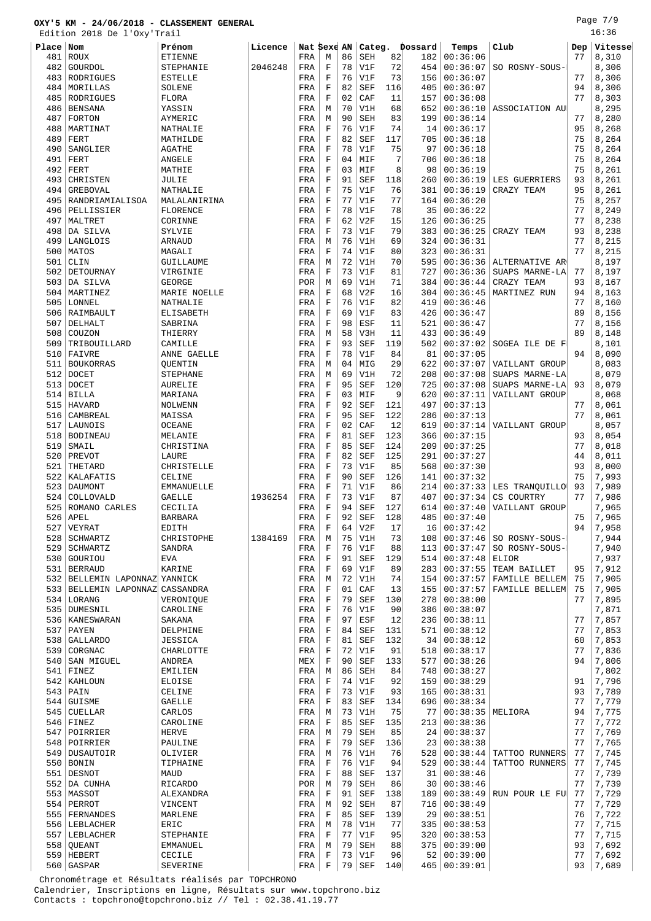# OXY'5 KM - 24/06/2018 - CLASSEMENT GENERAL

Edition 2018 De l'Oxy'Trail

16:36

| Place | Nom | Prénom | Licence | Nat | Sexe | AN | Categ. | | Dossard | Temps | Club | Dep | Vitesse |
|---|---|---|---|---|---|---|---|---|---|---|---|---|---|
| 481 | ROUX | ETIENNE | | FRA | M | 86 | SEH | 82 | 182 | 00:36:06 | | 77 | 8,310 |
| 482 | GOURDOL | STEPHANIE | 2046248 | FRA | F | 78 | V1F | 72 | 454 | 00:36:07 | SO ROSNY-SOUS- | | 8,306 |
| 483 | RODRIGUES | ESTELLE | | FRA | F | 76 | V1F | 73 | 156 | 00:36:07 | | 77 | 8,306 |
| 484 | MORILLAS | SOLENE | | FRA | F | 82 | SEF | 116 | 405 | 00:36:07 | | 94 | 8,306 |
| 485 | RODRIGUES | FLORA | | FRA | F | 02 | CAF | 11 | 157 | 00:36:08 | | 77 | 8,303 |
| 486 | BENSANA | YASSIN | | FRA | M | 70 | V1H | 68 | 652 | 00:36:10 | ASSOCIATION AU | | 8,295 |
| 487 | FORTON | AYMERIC | | FRA | M | 90 | SEH | 83 | 199 | 00:36:14 | | 77 | 8,280 |
| 488 | MARTINAT | NATHALIE | | FRA | F | 76 | V1F | 74 | 14 | 00:36:17 | | 95 | 8,268 |
| 489 | FERT | MATHILDE | | FRA | F | 82 | SEF | 117 | 705 | 00:36:18 | | 75 | 8,264 |
| 490 | SANGLIER | AGATHE | | FRA | F | 78 | V1F | 75 | 97 | 00:36:18 | | 75 | 8,264 |
| 491 | FERT | ANGELE | | FRA | F | 04 | MIF | 7 | 706 | 00:36:18 | | 75 | 8,264 |
| 492 | FERT | MATHIE | | FRA | F | 03 | MIF | 8 | 98 | 00:36:19 | | 75 | 8,261 |
| 493 | CHRISTEN | JULIE | | FRA | F | 91 | SEF | 118 | 260 | 00:36:19 | LES GUERRIERS | 93 | 8,261 |
| 494 | GREBOVAL | NATHALIE | | FRA | F | 75 | V1F | 76 | 381 | 00:36:19 | CRAZY TEAM | 95 | 8,261 |
| 495 | RANDRIAMIALISOA | MALALANIRINA | | FRA | F | 77 | V1F | 77 | 164 | 00:36:20 | | 75 | 8,257 |
| 496 | PELLISSIER | FLORENCE | | FRA | F | 78 | V1F | 78 | 35 | 00:36:22 | | 77 | 8,249 |
| 497 | MALTRET | CORINNE | | FRA | F | 62 | V2F | 15 | 126 | 00:36:25 | | 77 | 8,238 |
| 498 | DA SILVA | SYLVIE | | FRA | F | 73 | V1F | 79 | 383 | 00:36:25 | CRAZY TEAM | 93 | 8,238 |
| 499 | LANGLOIS | ARNAUD | | FRA | M | 76 | V1H | 69 | 324 | 00:36:31 | | 77 | 8,215 |
| 500 | MATOS | MAGALI | | FRA | F | 74 | V1F | 80 | 323 | 00:36:31 | | 77 | 8,215 |
| 501 | CLIN | GUILLAUME | | FRA | M | 72 | V1H | 70 | 595 | 00:36:36 | ALTERNATIVE AR | | 8,197 |
| 502 | DETOURNAY | VIRGINIE | | FRA | F | 73 | V1F | 81 | 727 | 00:36:36 | SUAPS MARNE-LA | 77 | 8,197 |
| 503 | DA SILVA | GEORGE | | POR | M | 69 | V1H | 71 | 384 | 00:36:44 | CRAZY TEAM | 93 | 8,167 |
| 504 | MARTINEZ | MARIE NOELLE | | FRA | F | 68 | V2F | 16 | 304 | 00:36:45 | MARTINEZ RUN | 94 | 8,163 |
| 505 | LONNEL | NATHALIE | | FRA | F | 76 | V1F | 82 | 419 | 00:36:46 | | 77 | 8,160 |
| 506 | RAIMBAULT | ELISABETH | | FRA | F | 69 | V1F | 83 | 426 | 00:36:47 | | 89 | 8,156 |
| 507 | DELHALT | SABRINA | | FRA | F | 98 | ESF | 11 | 521 | 00:36:47 | | 77 | 8,156 |
| 508 | COUZON | THIERRY | | FRA | M | 58 | V3H | 11 | 433 | 00:36:49 | | 89 | 8,148 |
| 509 | TRIBOUILLARD | CAMILLE | | FRA | F | 93 | SEF | 119 | 502 | 00:37:02 | SOGEA ILE DE F | | 8,101 |
| 510 | FAIVRE | ANNE GAELLE | | FRA | F | 78 | V1F | 84 | 81 | 00:37:05 | | 94 | 8,090 |
| 511 | BOUKORRAS | QUENTIN | | FRA | M | 04 | MIG | 29 | 622 | 00:37:07 | VAILLANT GROUP | | 8,083 |
| 512 | DOCET | STEPHANE | | FRA | M | 69 | V1H | 72 | 208 | 00:37:08 | SUAPS MARNE-LA | | 8,079 |
| 513 | DOCET | AURELIE | | FRA | F | 95 | SEF | 120 | 725 | 00:37:08 | SUAPS MARNE-LA | 93 | 8,079 |
| 514 | BILLA | MARIANA | | FRA | F | 03 | MIF | 9 | 620 | 00:37:11 | VAILLANT GROUP | | 8,068 |
| 515 | HAVARD | NOLWENN | | FRA | F | 92 | SEF | 121 | 497 | 00:37:13 | | 77 | 8,061 |
| 516 | CAMBREAL | MAISSA | | FRA | F | 95 | SEF | 122 | 286 | 00:37:13 | | 77 | 8,061 |
| 517 | LAUNOIS | OCEANE | | FRA | F | 02 | CAF | 12 | 619 | 00:37:14 | VAILLANT GROUP | | 8,057 |
| 518 | BODINEAU | MELANIE | | FRA | F | 81 | SEF | 123 | 366 | 00:37:15 | | 93 | 8,054 |
| 519 | SMAIL | CHRISTINA | | FRA | F | 85 | SEF | 124 | 209 | 00:37:25 | | 77 | 8,018 |
| 520 | PREVOT | LAURE | | FRA | F | 82 | SEF | 125 | 291 | 00:37:27 | | 44 | 8,011 |
| 521 | THETARD | CHRISTELLE | | FRA | F | 73 | V1F | 85 | 568 | 00:37:30 | | 93 | 8,000 |
| 522 | KALAFATIS | CELINE | | FRA | F | 90 | SEF | 126 | 141 | 00:37:32 | | 75 | 7,993 |
| 523 | DAUMONT | EMMANUELLE | | FRA | F | 71 | V1F | 86 | 214 | 00:37:33 | LES TRANQUILLO | 93 | 7,989 |
| 524 | COLLOVALD | GAELLE | 1936254 | FRA | F | 73 | V1F | 87 | 407 | 00:37:34 | CS COURTRY | 77 | 7,986 |
| 525 | ROMANO CARLES | CECILIA | | FRA | F | 94 | SEF | 127 | 614 | 00:37:40 | VAILLANT GROUP | | 7,965 |
| 526 | APEL | BARBARA | | FRA | F | 92 | SEF | 128 | 485 | 00:37:40 | | 75 | 7,965 |
| 527 | VEYRAT | EDITH | | FRA | F | 64 | V2F | 17 | 16 | 00:37:42 | | 94 | 7,958 |
| 528 | SCHWARTZ | CHRISTOPHE | 1384169 | FRA | M | 75 | V1H | 73 | 108 | 00:37:46 | SO ROSNY-SOUS- | | 7,944 |
| 529 | SCHWARTZ | SANDRA | | FRA | F | 76 | V1F | 88 | 113 | 00:37:47 | SO ROSNY-SOUS- | | 7,940 |
| 530 | GOURIOU | EVA | | FRA | F | 91 | SEF | 129 | 514 | 00:37:48 | ELIOR | | 7,937 |
| 531 | BERRAUD | KARINE | | FRA | F | 69 | V1F | 89 | 283 | 00:37:55 | TEAM BAILLET | 95 | 7,912 |
| 532 | BELLEMIN LAPONNAZ | YANNICK | | FRA | M | 72 | V1H | 74 | 154 | 00:37:57 | FAMILLE BELLEM | 75 | 7,905 |
| 533 | BELLEMIN LAPONNAZ | CASSANDRA | | FRA | F | 01 | CAF | 13 | 155 | 00:37:57 | FAMILLE BELLEM | 75 | 7,905 |
| 534 | LORANG | VERONIQUE | | FRA | F | 79 | SEF | 130 | 278 | 00:38:00 | | 77 | 7,895 |
| 535 | DUMESNIL | CAROLINE | | FRA | F | 76 | V1F | 90 | 386 | 00:38:07 | | | 7,871 |
| 536 | KANESWARAN | SAKANA | | FRA | F | 97 | ESF | 12 | 236 | 00:38:11 | | 77 | 7,857 |
| 537 | PAYEN | DELPHINE | | FRA | F | 84 | SEF | 131 | 571 | 00:38:12 | | 77 | 7,853 |
| 538 | GALLARDO | JESSICA | | FRA | F | 81 | SEF | 132 | 34 | 00:38:12 | | 60 | 7,853 |
| 539 | CORGNAC | CHARLOTTE | | FRA | F | 72 | V1F | 91 | 518 | 00:38:17 | | 77 | 7,836 |
| 540 | SAN MIGUEL | ANDREA | | MEX | F | 90 | SEF | 133 | 577 | 00:38:26 | | 94 | 7,806 |
| 541 | FINEZ | EMILIEN | | FRA | M | 86 | SEH | 84 | 748 | 00:38:27 | | | 7,802 |
| 542 | KAHLOUN | ELOISE | | FRA | F | 74 | V1F | 92 | 159 | 00:38:29 | | 91 | 7,796 |
| 543 | PAIN | CELINE | | FRA | F | 73 | V1F | 93 | 165 | 00:38:31 | | 93 | 7,789 |
| 544 | GUISME | GAELLE | | FRA | F | 83 | SEF | 134 | 696 | 00:38:34 | | 77 | 7,779 |
| 545 | CUELLAR | CARLOS | | FRA | M | 73 | V1H | 75 | 77 | 00:38:35 | MELIORA | 94 | 7,775 |
| 546 | FINEZ | CAROLINE | | FRA | F | 85 | SEF | 135 | 213 | 00:38:36 | | 77 | 7,772 |
| 547 | POIRRIER | HERVE | | FRA | M | 79 | SEH | 85 | 24 | 00:38:37 | | 77 | 7,769 |
| 548 | POIRRIER | PAULINE | | FRA | F | 79 | SEF | 136 | 23 | 00:38:38 | | 77 | 7,765 |
| 549 | DUSAUTOIR | OLIVIER | | FRA | M | 76 | V1H | 76 | 528 | 00:38:44 | TATTOO RUNNERS | 77 | 7,745 |
| 550 | BONIN | TIPHAINE | | FRA | F | 76 | V1F | 94 | 529 | 00:38:44 | TATTOO RUNNERS | 77 | 7,745 |
| 551 | DESNOT | MAUD | | FRA | F | 88 | SEF | 137 | 31 | 00:38:46 | | 77 | 7,739 |
| 552 | DA CUNHA | RICARDO | | POR | M | 79 | SEH | 86 | 30 | 00:38:46 | | 77 | 7,739 |
| 553 | MASSOT | ALEXANDRA | | FRA | F | 91 | SEF | 138 | 189 | 00:38:49 | RUN POUR LE FU | 77 | 7,729 |
| 554 | PERROT | VINCENT | | FRA | M | 92 | SEH | 87 | 716 | 00:38:49 | | 77 | 7,729 |
| 555 | FERNANDES | MARLENE | | FRA | F | 85 | SEF | 139 | 29 | 00:38:51 | | 76 | 7,722 |
| 556 | LEBLACHER | ERIC | | FRA | M | 78 | V1H | 77 | 335 | 00:38:53 | | 77 | 7,715 |
| 557 | LEBLACHER | STEPHANIE | | FRA | F | 77 | V1F | 95 | 320 | 00:38:53 | | 77 | 7,715 |
| 558 | QUEANT | EMMANUEL | | FRA | M | 79 | SEH | 88 | 375 | 00:39:00 | | 93 | 7,692 |
| 559 | HEBERT | CECILE | | FRA | F | 73 | V1F | 96 | 52 | 00:39:00 | | 77 | 7,692 |
| 560 | GASPAR | SEVERINE | | FRA | F | 79 | SEF | 140 | 465 | 00:39:01 | | 93 | 7,689 |

Chronométrage et Résultats réalisés par TOPCHRONO
Calendrier, Inscriptions en ligne, Résultats sur www.topchrono.biz
Contacts : topchrono@topchrono.biz // Tel : 02.38.41.19.77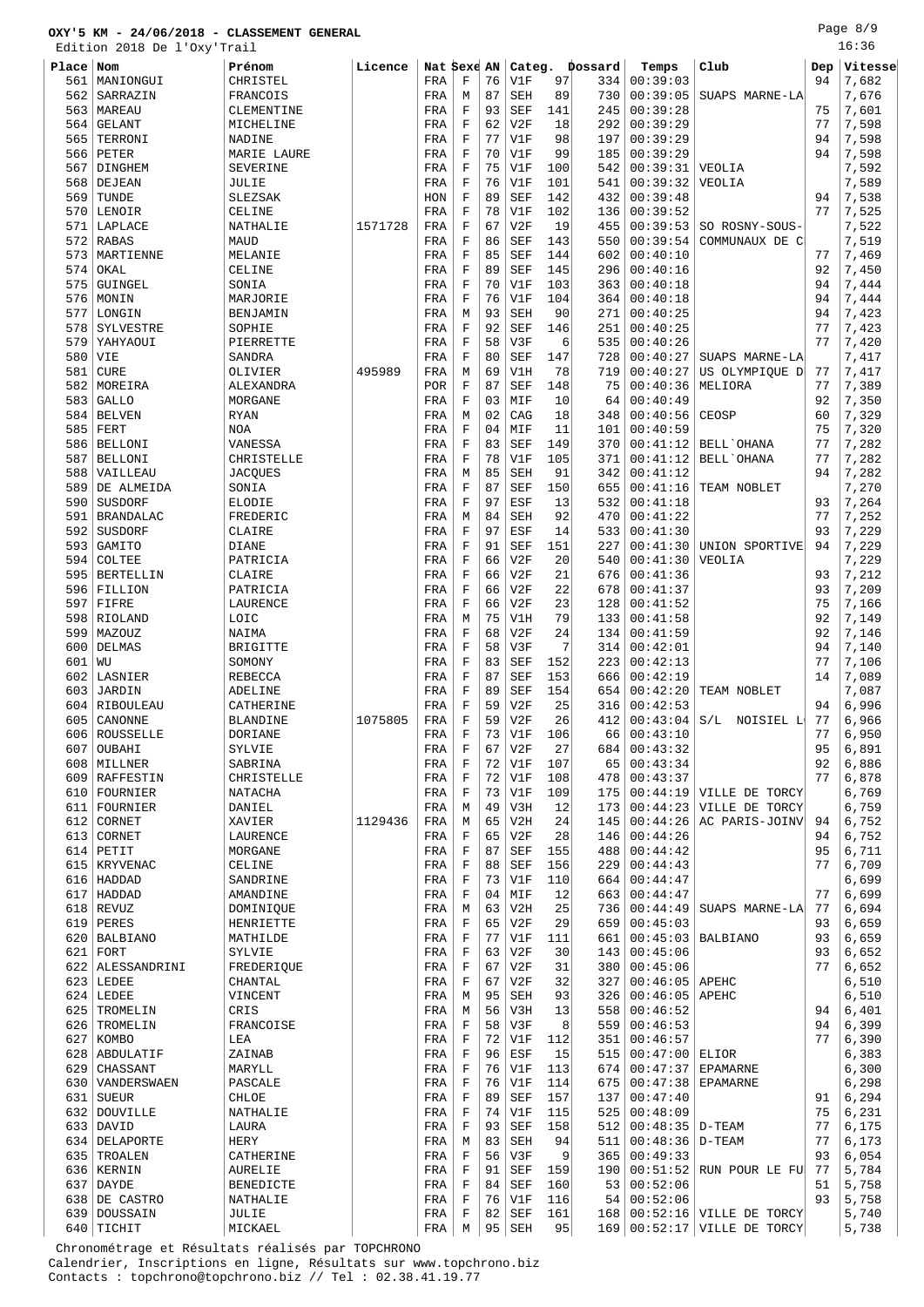**OXY'5 KM - 24/06/2018 - CLASSEMENT GENERAL**

Edition 2018 De l'Oxy'Trail

16:36

| Place | Nom | Prénom | Licence | Nat | Sexe | AN | Categ. | | Dossard | Temps | Club | Dep | Vitesse |
|---|---|---|---|---|---|---|---|---|---|---|---|---|---|
| 561 | MANIONGUI | CHRISTEL | | FRA | F | 76 | V1F | 97 | 334 | 00:39:03 | | 94 | 7,682 |
| 562 | SARRAZIN | FRANCOIS | | FRA | M | 87 | SEH | 89 | 730 | 00:39:05 | SUAPS MARNE-LA | | 7,676 |
| 563 | MAREAU | CLEMENTINE | | FRA | F | 93 | SEF | 141 | 245 | 00:39:28 | | 75 | 7,601 |
| 564 | GELANT | MICHELINE | | FRA | F | 62 | V2F | 18 | 292 | 00:39:29 | | 77 | 7,598 |
| 565 | TERRONI | NADINE | | FRA | F | 77 | V1F | 98 | 197 | 00:39:29 | | 94 | 7,598 |
| 566 | PETER | MARIE LAURE | | FRA | F | 70 | V1F | 99 | 185 | 00:39:29 | | 94 | 7,598 |
| 567 | DINGHEM | SEVERINE | | FRA | F | 75 | V1F | 100 | 542 | 00:39:31 | VEOLIA | | 7,592 |
| 568 | DEJEAN | JULIE | | FRA | F | 76 | V1F | 101 | 541 | 00:39:32 | VEOLIA | | 7,589 |
| 569 | TUNDE | SLEZSAK | | HON | F | 89 | SEF | 142 | 432 | 00:39:48 | | 94 | 7,538 |
| 570 | LENOIR | CELINE | | FRA | F | 78 | V1F | 102 | 136 | 00:39:52 | | 77 | 7,525 |
| 571 | LAPLACE | NATHALIE | 1571728 | FRA | F | 67 | V2F | 19 | 455 | 00:39:53 | SO ROSNY-SOUS- | | 7,522 |
| 572 | RABAS | MAUD | | FRA | F | 86 | SEF | 143 | 550 | 00:39:54 | COMMUNAUX DE C | | 7,519 |
| 573 | MARTIENNE | MELANIE | | FRA | F | 85 | SEF | 144 | 602 | 00:40:10 | | 77 | 7,469 |
| 574 | OKAL | CELINE | | FRA | F | 89 | SEF | 145 | 296 | 00:40:16 | | 92 | 7,450 |
| 575 | GUINGEL | SONIA | | FRA | F | 70 | V1F | 103 | 363 | 00:40:18 | | 94 | 7,444 |
| 576 | MONIN | MARJORIE | | FRA | F | 76 | V1F | 104 | 364 | 00:40:18 | | 94 | 7,444 |
| 577 | LONGIN | BENJAMIN | | FRA | M | 93 | SEH | 90 | 271 | 00:40:25 | | 94 | 7,423 |
| 578 | SYLVESTRE | SOPHIE | | FRA | F | 92 | SEF | 146 | 251 | 00:40:25 | | 77 | 7,423 |
| 579 | YAHYAOUI | PIERRETTE | | FRA | F | 58 | V3F | 6 | 535 | 00:40:26 | | 77 | 7,420 |
| 580 | VIE | SANDRA | | FRA | F | 80 | SEF | 147 | 728 | 00:40:27 | SUAPS MARNE-LA | | 7,417 |
| 581 | CURE | OLIVIER | 495989 | FRA | M | 69 | V1H | 78 | 719 | 00:40:27 | US OLYMPIQUE D | 77 | 7,417 |
| 582 | MOREIRA | ALEXANDRA | | POR | F | 87 | SEF | 148 | 75 | 00:40:36 | MELIORA | 77 | 7,389 |
| 583 | GALLO | MORGANE | | FRA | F | 03 | MIF | 10 | 64 | 00:40:49 | | 92 | 7,350 |
| 584 | BELVEN | RYAN | | FRA | M | 02 | CAG | 18 | 348 | 00:40:56 | CEOSP | 60 | 7,329 |
| 585 | FERT | NOA | | FRA | F | 04 | MIF | 11 | 101 | 00:40:59 | | 75 | 7,320 |
| 586 | BELLONI | VANESSA | | FRA | F | 83 | SEF | 149 | 370 | 00:41:12 | BELL`OHANA | 77 | 7,282 |
| 587 | BELLONI | CHRISTELLE | | FRA | F | 78 | V1F | 105 | 371 | 00:41:12 | BELL`OHANA | 77 | 7,282 |
| 588 | VAILLEAU | JACQUES | | FRA | M | 85 | SEH | 91 | 342 | 00:41:12 | | 94 | 7,282 |
| 589 | DE ALMEIDA | SONIA | | FRA | F | 87 | SEF | 150 | 655 | 00:41:16 | TEAM NOBLET | | 7,270 |
| 590 | SUSDORF | ELODIE | | FRA | F | 97 | ESF | 13 | 532 | 00:41:18 | | 93 | 7,264 |
| 591 | BRANDALAC | FREDERIC | | FRA | M | 84 | SEH | 92 | 470 | 00:41:22 | | 77 | 7,252 |
| 592 | SUSDORF | CLAIRE | | FRA | F | 97 | ESF | 14 | 533 | 00:41:30 | | 93 | 7,229 |
| 593 | GAMITO | DIANE | | FRA | F | 91 | SEF | 151 | 227 | 00:41:30 | UNION SPORTIVE | 94 | 7,229 |
| 594 | COLTEE | PATRICIA | | FRA | F | 66 | V2F | 20 | 540 | 00:41:30 | VEOLIA | | 7,229 |
| 595 | BERTELLIN | CLAIRE | | FRA | F | 66 | V2F | 21 | 676 | 00:41:36 | | 93 | 7,212 |
| 596 | FILLION | PATRICIA | | FRA | F | 66 | V2F | 22 | 678 | 00:41:37 | | 93 | 7,209 |
| 597 | FIFRE | LAURENCE | | FRA | F | 66 | V2F | 23 | 128 | 00:41:52 | | 75 | 7,166 |
| 598 | RIOLAND | LOIC | | FRA | M | 75 | V1H | 79 | 133 | 00:41:58 | | 92 | 7,149 |
| 599 | MAZOUZ | NAIMA | | FRA | F | 68 | V2F | 24 | 134 | 00:41:59 | | 92 | 7,146 |
| 600 | DELMAS | BRIGITTE | | FRA | F | 58 | V3F | 7 | 314 | 00:42:01 | | 94 | 7,140 |
| 601 | WU | SOMONY | | FRA | F | 83 | SEF | 152 | 223 | 00:42:13 | | 77 | 7,106 |
| 602 | LASNIER | REBECCA | | FRA | F | 87 | SEF | 153 | 666 | 00:42:19 | | 14 | 7,089 |
| 603 | JARDIN | ADELINE | | FRA | F | 89 | SEF | 154 | 654 | 00:42:20 | TEAM NOBLET | | 7,087 |
| 604 | RIBOULEAU | CATHERINE | | FRA | F | 59 | V2F | 25 | 316 | 00:42:53 | | 94 | 6,996 |
| 605 | CANONNE | BLANDINE | 1075805 | FRA | F | 59 | V2F | 26 | 412 | 00:43:04 | S/L NOISIEL L | 77 | 6,966 |
| 606 | ROUSSELLE | DORIANE | | FRA | F | 73 | V1F | 106 | 66 | 00:43:10 | | 77 | 6,950 |
| 607 | OUBAHI | SYLVIE | | FRA | F | 67 | V2F | 27 | 684 | 00:43:32 | | 95 | 6,891 |
| 608 | MILLNER | SABRINA | | FRA | F | 72 | V1F | 107 | 65 | 00:43:34 | | 92 | 6,886 |
| 609 | RAFFESTIN | CHRISTELLE | | FRA | F | 72 | V1F | 108 | 478 | 00:43:37 | | 77 | 6,878 |
| 610 | FOURNIER | NATACHA | | FRA | F | 73 | V1F | 109 | 175 | 00:44:19 | VILLE DE TORCY | | 6,769 |
| 611 | FOURNIER | DANIEL | | FRA | M | 49 | V3H | 12 | 173 | 00:44:23 | VILLE DE TORCY | | 6,759 |
| 612 | CORNET | XAVIER | 1129436 | FRA | M | 65 | V2H | 24 | 145 | 00:44:26 | AC PARIS-JOINV | 94 | 6,752 |
| 613 | CORNET | LAURENCE | | FRA | F | 65 | V2F | 28 | 146 | 00:44:26 | | 94 | 6,752 |
| 614 | PETIT | MORGANE | | FRA | F | 87 | SEF | 155 | 488 | 00:44:42 | | 95 | 6,711 |
| 615 | KRYVENAC | CELINE | | FRA | F | 88 | SEF | 156 | 229 | 00:44:43 | | 77 | 6,709 |
| 616 | HADDAD | SANDRINE | | FRA | F | 73 | V1F | 110 | 664 | 00:44:47 | | | 6,699 |
| 617 | HADDAD | AMANDINE | | FRA | F | 04 | MIF | 12 | 663 | 00:44:47 | | 77 | 6,699 |
| 618 | REVUZ | DOMINIQUE | | FRA | M | 63 | V2H | 25 | 736 | 00:44:49 | SUAPS MARNE-LA | 77 | 6,694 |
| 619 | PERES | HENRIETTE | | FRA | F | 65 | V2F | 29 | 659 | 00:45:03 | | 93 | 6,659 |
| 620 | BALBIANO | MATHILDE | | FRA | F | 77 | V1F | 111 | 661 | 00:45:03 | BALBIANO | 93 | 6,659 |
| 621 | FORT | SYLVIE | | FRA | F | 63 | V2F | 30 | 143 | 00:45:06 | | 93 | 6,652 |
| 622 | ALESSANDRINI | FREDERIQUE | | FRA | F | 67 | V2F | 31 | 380 | 00:45:06 | | 77 | 6,652 |
| 623 | LEDEE | CHANTAL | | FRA | F | 67 | V2F | 32 | 327 | 00:46:05 | APEHC | | 6,510 |
| 624 | LEDEE | VINCENT | | FRA | M | 95 | SEH | 93 | 326 | 00:46:05 | APEHC | | 6,510 |
| 625 | TROMELIN | CRIS | | FRA | M | 56 | V3H | 13 | 558 | 00:46:52 | | 94 | 6,401 |
| 626 | TROMELIN | FRANCOISE | | FRA | F | 58 | V3F | 8 | 559 | 00:46:53 | | 94 | 6,399 |
| 627 | KOMBO | LEA | | FRA | F | 72 | V1F | 112 | 351 | 00:46:57 | | 77 | 6,390 |
| 628 | ABDULATIF | ZAINAB | | FRA | F | 96 | ESF | 15 | 515 | 00:47:00 | ELIOR | | 6,383 |
| 629 | CHASSANT | MARYLL | | FRA | F | 76 | V1F | 113 | 674 | 00:47:37 | EPAMARNE | | 6,300 |
| 630 | VANDERSWAEN | PASCALE | | FRA | F | 76 | V1F | 114 | 675 | 00:47:38 | EPAMARNE | | 6,298 |
| 631 | SUEUR | CHLOE | | FRA | F | 89 | SEF | 157 | 137 | 00:47:40 | | 91 | 6,294 |
| 632 | DOUVILLE | NATHALIE | | FRA | F | 74 | V1F | 115 | 525 | 00:48:09 | | 75 | 6,231 |
| 633 | DAVID | LAURA | | FRA | F | 93 | SEF | 158 | 512 | 00:48:35 | D-TEAM | 77 | 6,175 |
| 634 | DELAPORTE | HERY | | FRA | M | 83 | SEH | 94 | 511 | 00:48:36 | D-TEAM | 77 | 6,173 |
| 635 | TROALEN | CATHERINE | | FRA | F | 56 | V3F | 9 | 365 | 00:49:33 | | 93 | 6,054 |
| 636 | KERNIN | AURELIE | | FRA | F | 91 | SEF | 159 | 190 | 00:51:52 | RUN POUR LE FU | 77 | 5,784 |
| 637 | DAYDE | BENEDICTE | | FRA | F | 84 | SEF | 160 | 53 | 00:52:06 | | 51 | 5,758 |
| 638 | DE CASTRO | NATHALIE | | FRA | F | 76 | V1F | 116 | 54 | 00:52:06 | | 93 | 5,758 |
| 639 | DOUSSAIN | JULIE | | FRA | F | 82 | SEF | 161 | 168 | 00:52:16 | VILLE DE TORCY | | 5,740 |
| 640 | TICHIT | MICKAEL | | FRA | M | 95 | SEH | 95 | 169 | 00:52:17 | VILLE DE TORCY | | 5,738 |

Chronométrage et Résultats réalisés par TOPCHRONO
Calendrier, Inscriptions en ligne, Résultats sur www.topchrono.biz
Contacts : topchrono@topchrono.biz // Tel : 02.38.41.19.77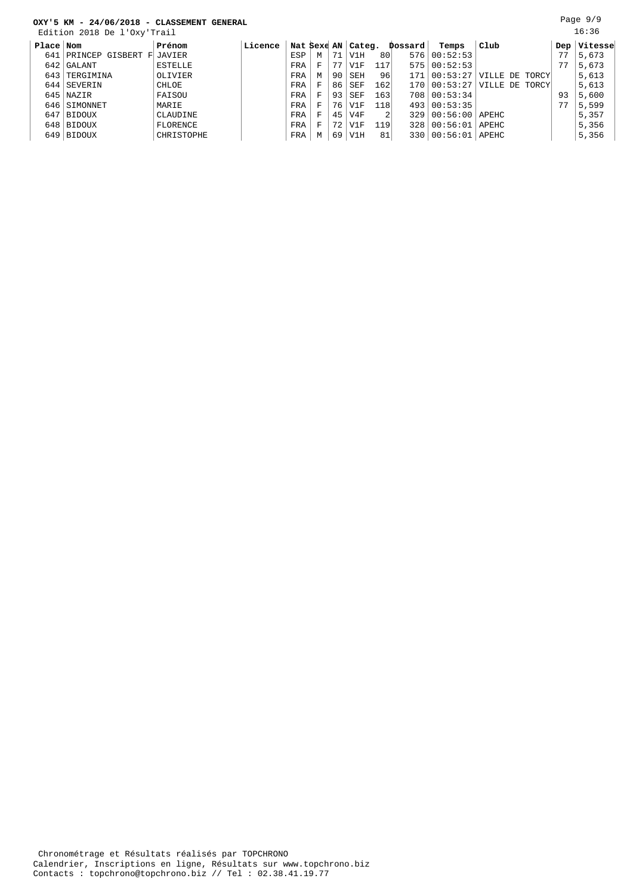**OXY'5 KM - 24/06/2018 - CLASSEMENT GENERAL**

Edition 2018 De l'Oxy'Trail

16:36

| Place | Nom | Prénom | Licence | Nat | Sexe | AN | Categ. | | Dossard | Temps | Club | Dep | Vitesse |
|---|---|---|---|---|---|---|---|---|---|---|---|---|---|
| 641 | PRINCEP GISBERT F | JAVIER | | ESP | M | 71 | V1H | 80 | 576 | 00:52:53 | | 77 | 5,673 |
| 642 | GALANT | ESTELLE | | FRA | F | 77 | V1F | 117 | 575 | 00:52:53 | | 77 | 5,673 |
| 643 | TERGIMINA | OLIVIER | | FRA | M | 90 | SEH | 96 | 171 | 00:53:27 | VILLE DE TORCY | | 5,613 |
| 644 | SEVERIN | CHLOE | | FRA | F | 86 | SEF | 162 | 170 | 00:53:27 | VILLE DE TORCY | | 5,613 |
| 645 | NAZIR | FAISOU | | FRA | F | 93 | SEF | 163 | 708 | 00:53:34 | | 93 | 5,600 |
| 646 | SIMONNET | MARIE | | FRA | F | 76 | V1F | 118 | 493 | 00:53:35 | | 77 | 5,599 |
| 647 | BIDOUX | CLAUDINE | | FRA | F | 45 | V4F | 2 | 329 | 00:56:00 | APEHC | | 5,357 |
| 648 | BIDOUX | FLORENCE | | FRA | F | 72 | V1F | 119 | 328 | 00:56:01 | APEHC | | 5,356 |
| 649 | BIDOUX | CHRISTOPHE | | FRA | M | 69 | V1H | 81 | 330 | 00:56:01 | APEHC | | 5,356 |

Chronométrage et Résultats réalisés par TOPCHRONO
Calendrier, Inscriptions en ligne, Résultats sur www.topchrono.biz
Contacts : topchrono@topchrono.biz // Tel : 02.38.41.19.77